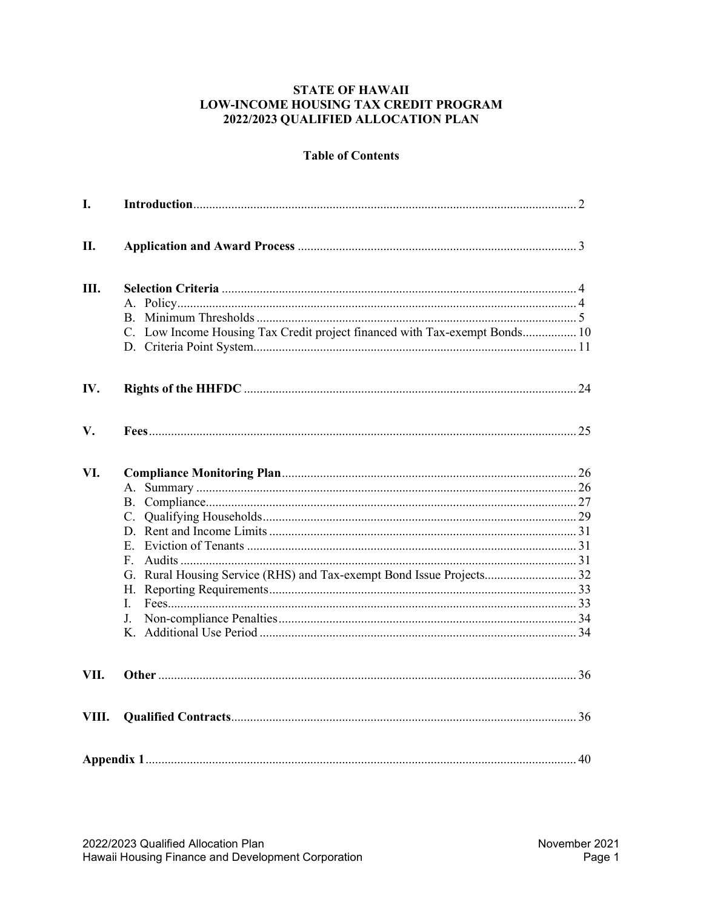# STATE OF HAWAII
# LOW-INCOME HOUSING TAX CREDIT PROGRAM
# 2022/2023 QUALIFIED ALLOCATION PLAN

## Table of Contents

| | | |
|---|---|---|
| **I.** | **Introduction** | 2 |
| **II.** | **Application and Award Process** | 3 |
| **III.** | **Selection Criteria** | 4 |
| | A. Policy | 4 |
| | B. Minimum Thresholds | 5 |
| | C. Low Income Housing Tax Credit project financed with Tax-exempt Bonds | 10 |
| | D. Criteria Point System | 11 |
| **IV.** | **Rights of the HHFDC** | 24 |
| **V.** | **Fees** | 25 |
| **VI.** | **Compliance Monitoring Plan** | 26 |
| | A. Summary | 26 |
| | B. Compliance | 27 |
| | C. Qualifying Households | 29 |
| | D. Rent and Income Limits | 31 |
| | E. Eviction of Tenants | 31 |
| | F. Audits | 31 |
| | G. Rural Housing Service (RHS) and Tax-exempt Bond Issue Projects | 32 |
| | H. Reporting Requirements | 33 |
| | I. Fees | 33 |
| | J. Non-compliance Penalties | 34 |
| | K. Additional Use Period | 34 |
| **VII.** | **Other** | 36 |
| **VIII.** | **Qualified Contracts** | 36 |
| **Appendix 1** | | 40 |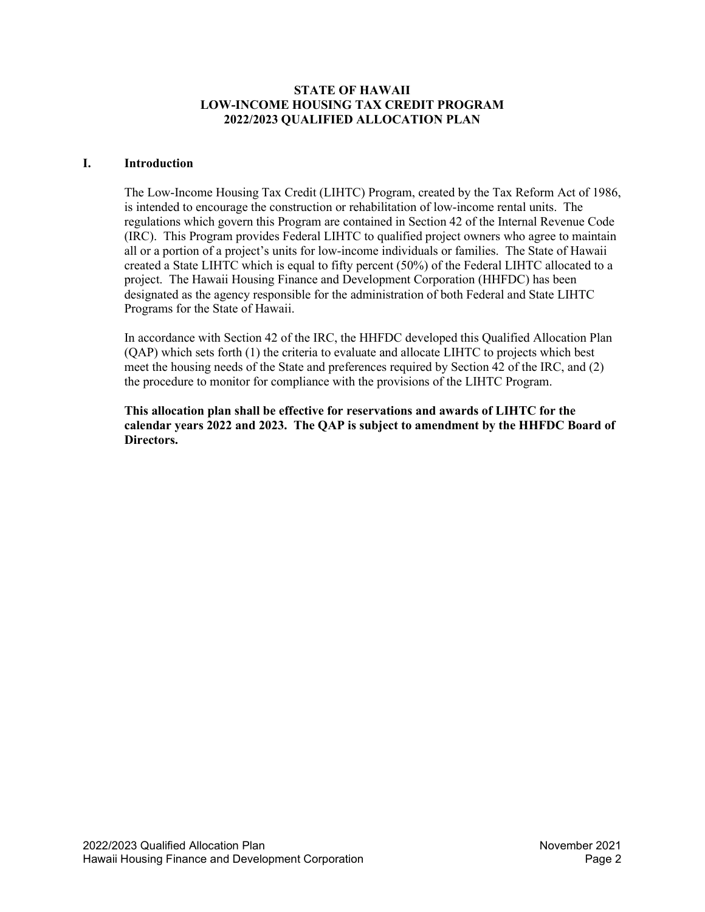# STATE OF HAWAII
# LOW-INCOME HOUSING TAX CREDIT PROGRAM
# 2022/2023 QUALIFIED ALLOCATION PLAN

## I. Introduction

The Low-Income Housing Tax Credit (LIHTC) Program, created by the Tax Reform Act of 1986, is intended to encourage the construction or rehabilitation of low-income rental units. The regulations which govern this Program are contained in Section 42 of the Internal Revenue Code (IRC). This Program provides Federal LIHTC to qualified project owners who agree to maintain all or a portion of a project's units for low-income individuals or families. The State of Hawaii created a State LIHTC which is equal to fifty percent (50%) of the Federal LIHTC allocated to a project. The Hawaii Housing Finance and Development Corporation (HHFDC) has been designated as the agency responsible for the administration of both Federal and State LIHTC Programs for the State of Hawaii.

In accordance with Section 42 of the IRC, the HHFDC developed this Qualified Allocation Plan (QAP) which sets forth (1) the criteria to evaluate and allocate LIHTC to projects which best meet the housing needs of the State and preferences required by Section 42 of the IRC, and (2) the procedure to monitor for compliance with the provisions of the LIHTC Program.

**This allocation plan shall be effective for reservations and awards of LIHTC for the calendar years 2022 and 2023. The QAP is subject to amendment by the HHFDC Board of Directors.**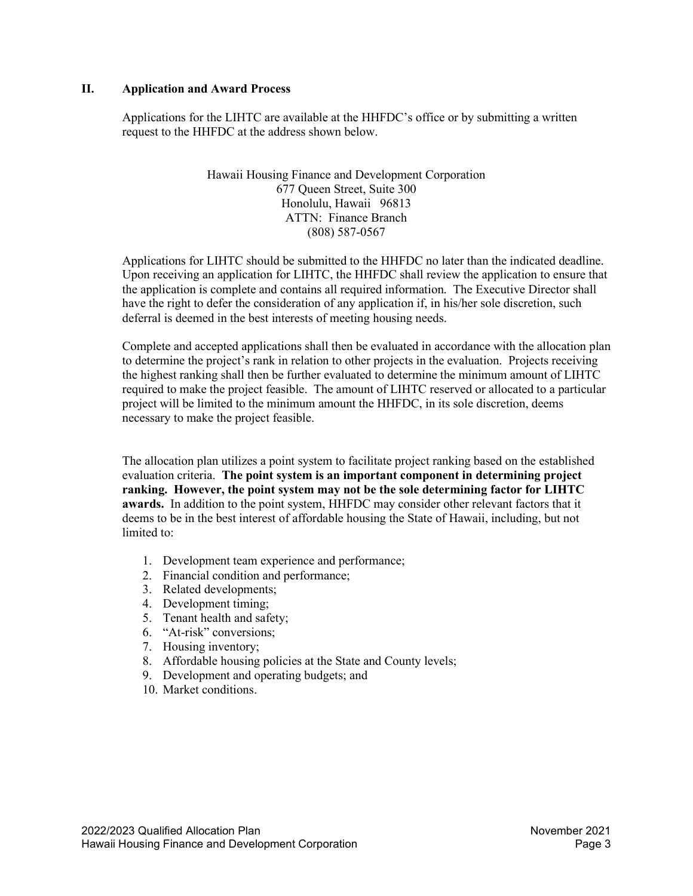## II. Application and Award Process

Applications for the LIHTC are available at the HHFDC's office or by submitting a written request to the HHFDC at the address shown below.

Hawaii Housing Finance and Development Corporation
677 Queen Street, Suite 300
Honolulu, Hawaii 96813
ATTN: Finance Branch
(808) 587-0567

Applications for LIHTC should be submitted to the HHFDC no later than the indicated deadline. Upon receiving an application for LIHTC, the HHFDC shall review the application to ensure that the application is complete and contains all required information. The Executive Director shall have the right to defer the consideration of any application if, in his/her sole discretion, such deferral is deemed in the best interests of meeting housing needs.

Complete and accepted applications shall then be evaluated in accordance with the allocation plan to determine the project's rank in relation to other projects in the evaluation. Projects receiving the highest ranking shall then be further evaluated to determine the minimum amount of LIHTC required to make the project feasible. The amount of LIHTC reserved or allocated to a particular project will be limited to the minimum amount the HHFDC, in its sole discretion, deems necessary to make the project feasible.

The allocation plan utilizes a point system to facilitate project ranking based on the established evaluation criteria. **The point system is an important component in determining project ranking. However, the point system may not be the sole determining factor for LIHTC awards.** In addition to the point system, HHFDC may consider other relevant factors that it deems to be in the best interest of affordable housing the State of Hawaii, including, but not limited to:

1. Development team experience and performance;
2. Financial condition and performance;
3. Related developments;
4. Development timing;
5. Tenant health and safety;
6. "At-risk" conversions;
7. Housing inventory;
8. Affordable housing policies at the State and County levels;
9. Development and operating budgets; and
10. Market conditions.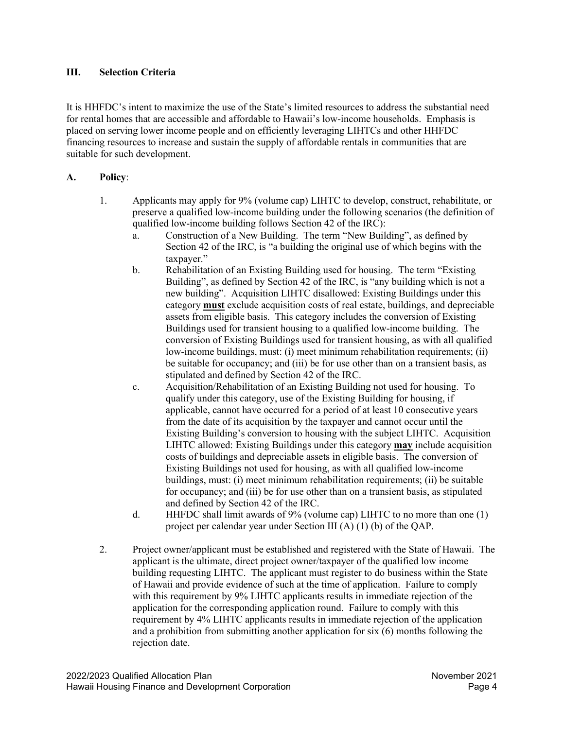## III. Selection Criteria

It is HHFDC's intent to maximize the use of the State's limited resources to address the substantial need for rental homes that are accessible and affordable to Hawaii's low-income households. Emphasis is placed on serving lower income people and on efficiently leveraging LIHTCs and other HHFDC financing resources to increase and sustain the supply of affordable rentals in communities that are suitable for such development.

### A. Policy:

1. Applicants may apply for 9% (volume cap) LIHTC to develop, construct, rehabilitate, or preserve a qualified low-income building under the following scenarios (the definition of qualified low-income building follows Section 42 of the IRC):
   a. Construction of a New Building. The term "New Building", as defined by Section 42 of the IRC, is "a building the original use of which begins with the taxpayer."
   b. Rehabilitation of an Existing Building used for housing. The term "Existing Building", as defined by Section 42 of the IRC, is "any building which is not a new building". Acquisition LIHTC disallowed: Existing Buildings under this category **must** exclude acquisition costs of real estate, buildings, and depreciable assets from eligible basis. This category includes the conversion of Existing Buildings used for transient housing to a qualified low-income building. The conversion of Existing Buildings used for transient housing, as with all qualified low-income buildings, must: (i) meet minimum rehabilitation requirements; (ii) be suitable for occupancy; and (iii) be for use other than on a transient basis, as stipulated and defined by Section 42 of the IRC.
   c. Acquisition/Rehabilitation of an Existing Building not used for housing. To qualify under this category, use of the Existing Building for housing, if applicable, cannot have occurred for a period of at least 10 consecutive years from the date of its acquisition by the taxpayer and cannot occur until the Existing Building's conversion to housing with the subject LIHTC. Acquisition LIHTC allowed: Existing Buildings under this category **may** include acquisition costs of buildings and depreciable assets in eligible basis. The conversion of Existing Buildings not used for housing, as with all qualified low-income buildings, must: (i) meet minimum rehabilitation requirements; (ii) be suitable for occupancy; and (iii) be for use other than on a transient basis, as stipulated and defined by Section 42 of the IRC.
   d. HHFDC shall limit awards of 9% (volume cap) LIHTC to no more than one (1) project per calendar year under Section III (A) (1) (b) of the QAP.

2. Project owner/applicant must be established and registered with the State of Hawaii. The applicant is the ultimate, direct project owner/taxpayer of the qualified low income building requesting LIHTC. The applicant must register to do business within the State of Hawaii and provide evidence of such at the time of application. Failure to comply with this requirement by 9% LIHTC applicants results in immediate rejection of the application for the corresponding application round. Failure to comply with this requirement by 4% LIHTC applicants results in immediate rejection of the application and a prohibition from submitting another application for six (6) months following the rejection date.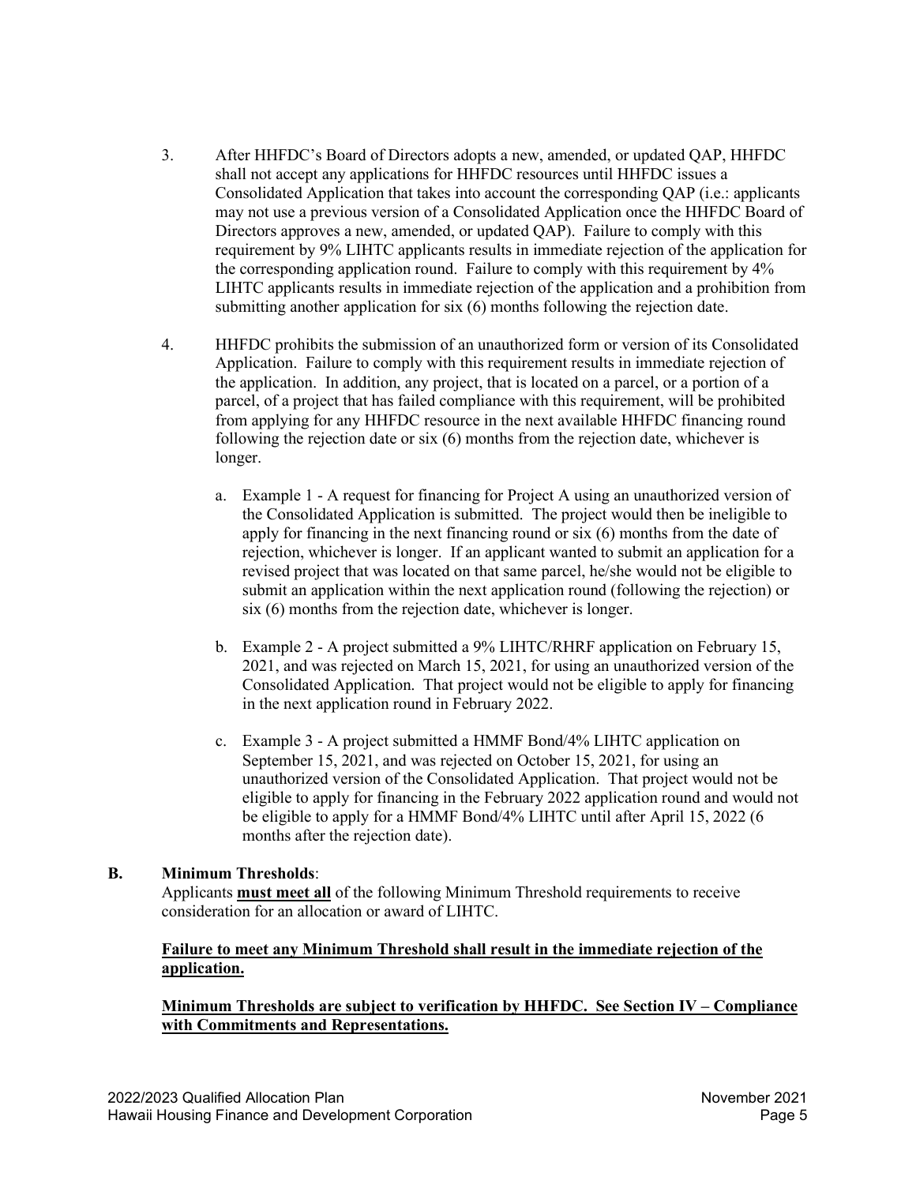3. After HHFDC's Board of Directors adopts a new, amended, or updated QAP, HHFDC shall not accept any applications for HHFDC resources until HHFDC issues a Consolidated Application that takes into account the corresponding QAP (i.e.: applicants may not use a previous version of a Consolidated Application once the HHFDC Board of Directors approves a new, amended, or updated QAP). Failure to comply with this requirement by 9% LIHTC applicants results in immediate rejection of the application for the corresponding application round. Failure to comply with this requirement by 4% LIHTC applicants results in immediate rejection of the application and a prohibition from submitting another application for six (6) months following the rejection date.

4. HHFDC prohibits the submission of an unauthorized form or version of its Consolidated Application. Failure to comply with this requirement results in immediate rejection of the application. In addition, any project, that is located on a parcel, or a portion of a parcel, of a project that has failed compliance with this requirement, will be prohibited from applying for any HHFDC resource in the next available HHFDC financing round following the rejection date or six (6) months from the rejection date, whichever is longer.

   a. Example 1 - A request for financing for Project A using an unauthorized version of the Consolidated Application is submitted. The project would then be ineligible to apply for financing in the next financing round or six (6) months from the date of rejection, whichever is longer. If an applicant wanted to submit an application for a revised project that was located on that same parcel, he/she would not be eligible to submit an application within the next application round (following the rejection) or six (6) months from the rejection date, whichever is longer.

   b. Example 2 - A project submitted a 9% LIHTC/RHRF application on February 15, 2021, and was rejected on March 15, 2021, for using an unauthorized version of the Consolidated Application. That project would not be eligible to apply for financing in the next application round in February 2022.

   c. Example 3 - A project submitted a HMMF Bond/4% LIHTC application on September 15, 2021, and was rejected on October 15, 2021, for using an unauthorized version of the Consolidated Application. That project would not be eligible to apply for financing in the February 2022 application round and would not be eligible to apply for a HMMF Bond/4% LIHTC until after April 15, 2022 (6 months after the rejection date).

**B. Minimum Thresholds**:

Applicants **must meet all** of the following Minimum Threshold requirements to receive consideration for an allocation or award of LIHTC.

**Failure to meet any Minimum Threshold shall result in the immediate rejection of the application.**

**Minimum Thresholds are subject to verification by HHFDC. See Section IV – Compliance with Commitments and Representations.**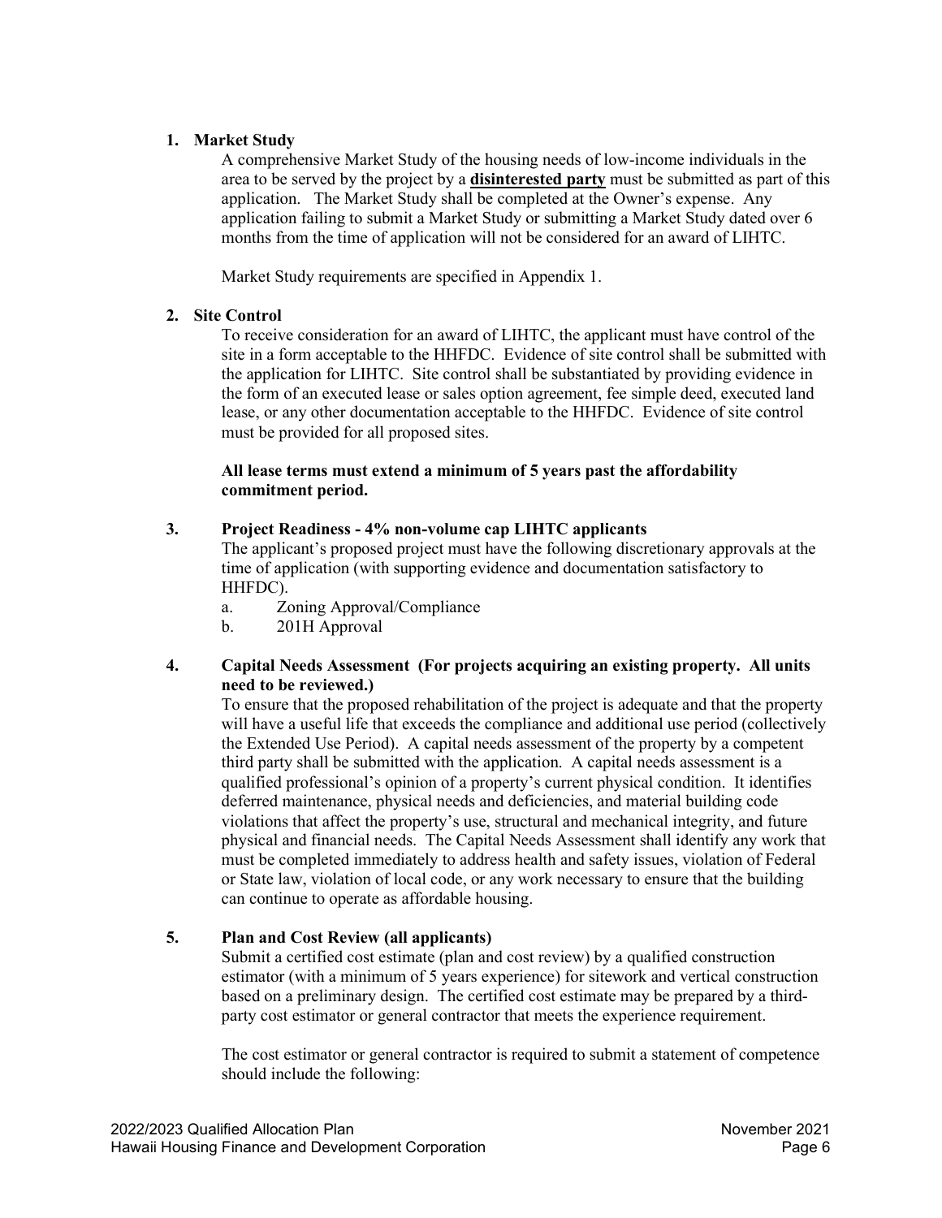1. **Market Study**

   A comprehensive Market Study of the housing needs of low-income individuals in the area to be served by the project by a **<u>disinterested party</u>** must be submitted as part of this application. The Market Study shall be completed at the Owner's expense. Any application failing to submit a Market Study or submitting a Market Study dated over 6 months from the time of application will not be considered for an award of LIHTC.

   Market Study requirements are specified in Appendix 1.

2. **Site Control**

   To receive consideration for an award of LIHTC, the applicant must have control of the site in a form acceptable to the HHFDC. Evidence of site control shall be submitted with the application for LIHTC. Site control shall be substantiated by providing evidence in the form of an executed lease or sales option agreement, fee simple deed, executed land lease, or any other documentation acceptable to the HHFDC. Evidence of site control must be provided for all proposed sites.

   **All lease terms must extend a minimum of 5 years past the affordability commitment period.**

3. **Project Readiness - 4% non-volume cap LIHTC applicants**

   The applicant's proposed project must have the following discretionary approvals at the time of application (with supporting evidence and documentation satisfactory to HHFDC).

   a. Zoning Approval/Compliance
   b. 201H Approval

4. **Capital Needs Assessment (For projects acquiring an existing property. All units need to be reviewed.)**

   To ensure that the proposed rehabilitation of the project is adequate and that the property will have a useful life that exceeds the compliance and additional use period (collectively the Extended Use Period). A capital needs assessment of the property by a competent third party shall be submitted with the application. A capital needs assessment is a qualified professional's opinion of a property's current physical condition. It identifies deferred maintenance, physical needs and deficiencies, and material building code violations that affect the property's use, structural and mechanical integrity, and future physical and financial needs. The Capital Needs Assessment shall identify any work that must be completed immediately to address health and safety issues, violation of Federal or State law, violation of local code, or any work necessary to ensure that the building can continue to operate as affordable housing.

5. **Plan and Cost Review (all applicants)**

   Submit a certified cost estimate (plan and cost review) by a qualified construction estimator (with a minimum of 5 years experience) for sitework and vertical construction based on a preliminary design. The certified cost estimate may be prepared by a third-party cost estimator or general contractor that meets the experience requirement.

   The cost estimator or general contractor is required to submit a statement of competence should include the following: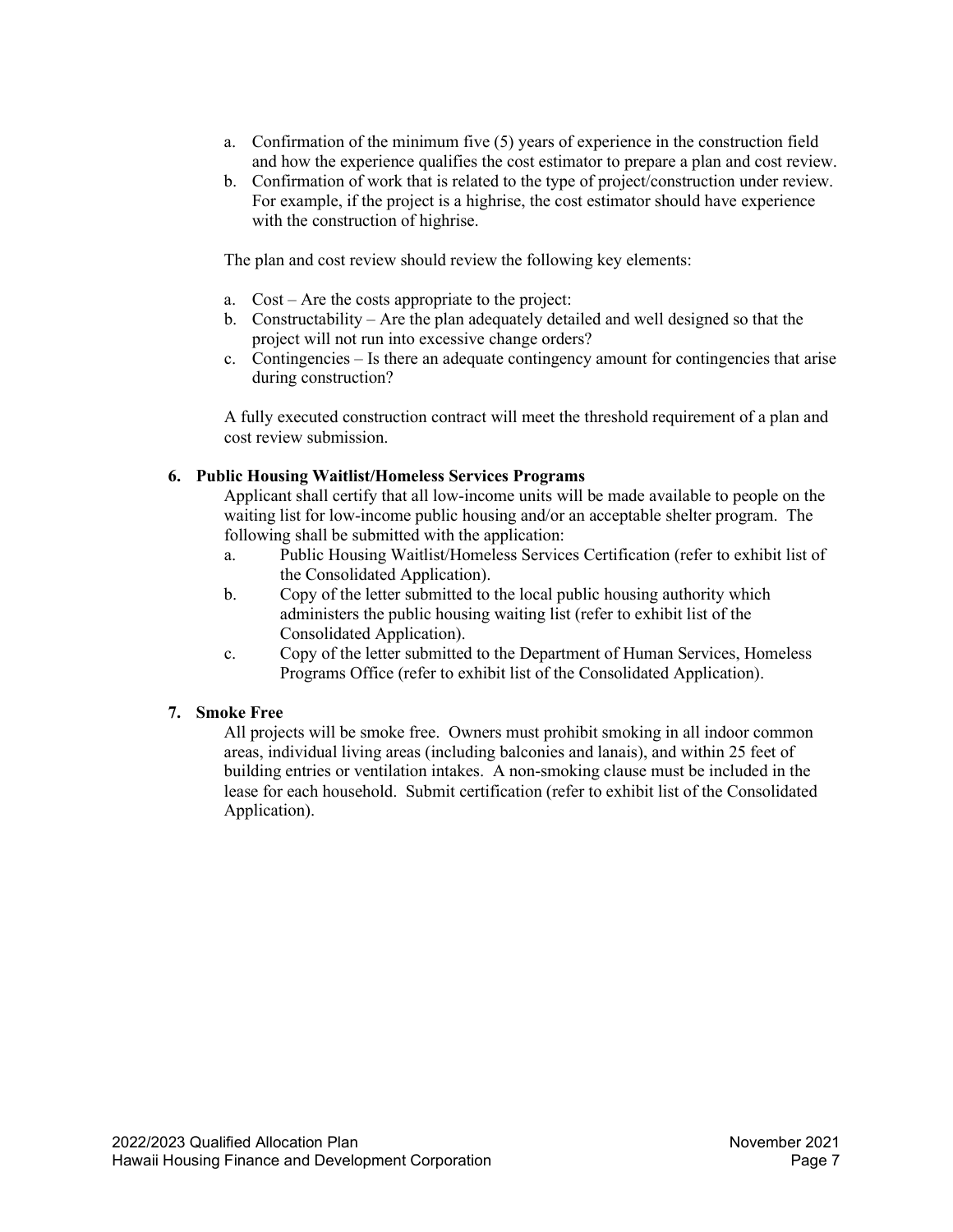a. Confirmation of the minimum five (5) years of experience in the construction field and how the experience qualifies the cost estimator to prepare a plan and cost review.
b. Confirmation of work that is related to the type of project/construction under review. For example, if the project is a highrise, the cost estimator should have experience with the construction of highrise.

The plan and cost review should review the following key elements:

a. Cost – Are the costs appropriate to the project:
b. Constructability – Are the plan adequately detailed and well designed so that the project will not run into excessive change orders?
c. Contingencies – Is there an adequate contingency amount for contingencies that arise during construction?

A fully executed construction contract will meet the threshold requirement of a plan and cost review submission.

**6. Public Housing Waitlist/Homeless Services Programs**

Applicant shall certify that all low-income units will be made available to people on the waiting list for low-income public housing and/or an acceptable shelter program. The following shall be submitted with the application:

a. Public Housing Waitlist/Homeless Services Certification (refer to exhibit list of the Consolidated Application).
b. Copy of the letter submitted to the local public housing authority which administers the public housing waiting list (refer to exhibit list of the Consolidated Application).
c. Copy of the letter submitted to the Department of Human Services, Homeless Programs Office (refer to exhibit list of the Consolidated Application).

**7. Smoke Free**

All projects will be smoke free. Owners must prohibit smoking in all indoor common areas, individual living areas (including balconies and lanais), and within 25 feet of building entries or ventilation intakes. A non-smoking clause must be included in the lease for each household. Submit certification (refer to exhibit list of the Consolidated Application).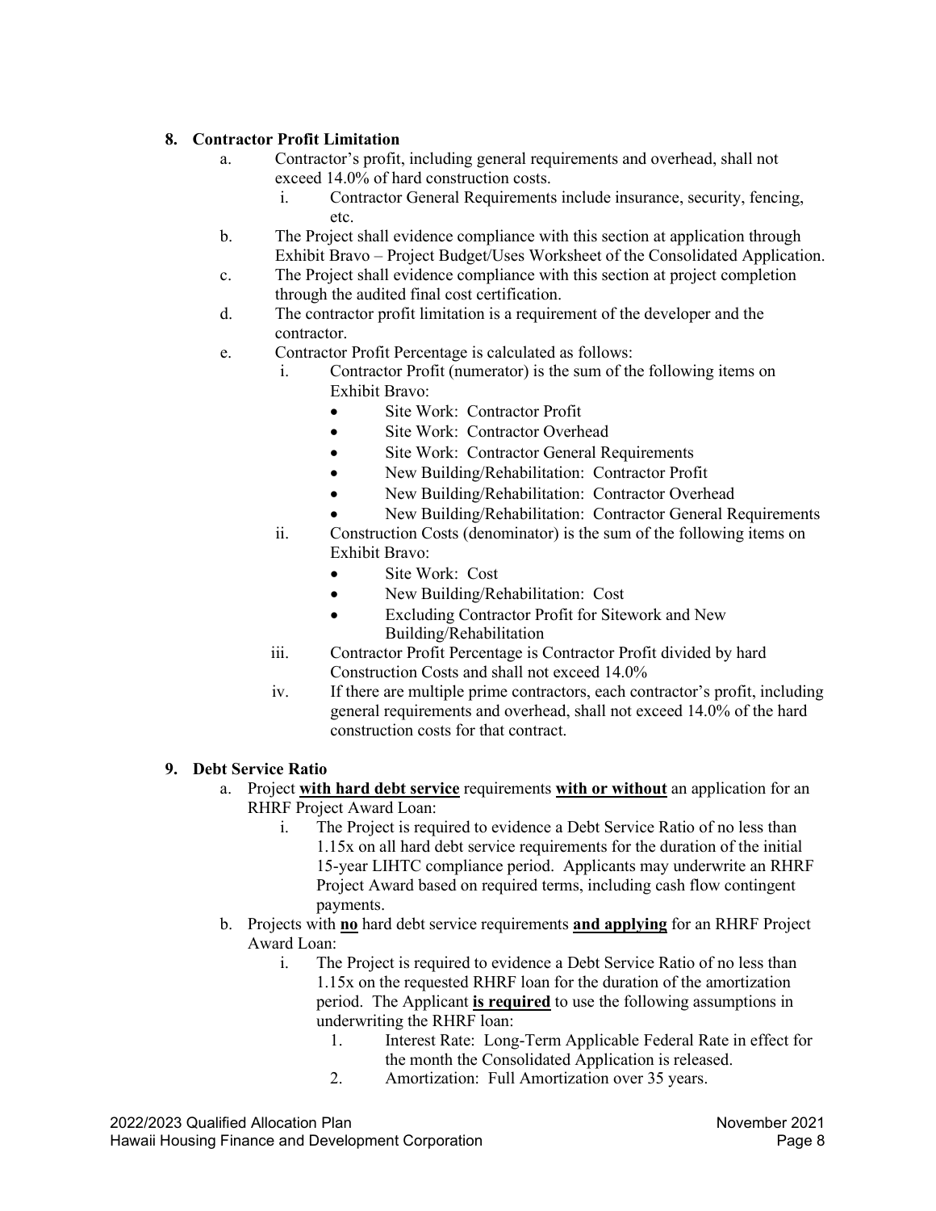## 8. Contractor Profit Limitation

a. Contractor's profit, including general requirements and overhead, shall not exceed 14.0% of hard construction costs.
   i. Contractor General Requirements include insurance, security, fencing, etc.

b. The Project shall evidence compliance with this section at application through Exhibit Bravo – Project Budget/Uses Worksheet of the Consolidated Application.

c. The Project shall evidence compliance with this section at project completion through the audited final cost certification.

d. The contractor profit limitation is a requirement of the developer and the contractor.

e. Contractor Profit Percentage is calculated as follows:
   i. Contractor Profit (numerator) is the sum of the following items on Exhibit Bravo:
      - Site Work: Contractor Profit
      - Site Work: Contractor Overhead
      - Site Work: Contractor General Requirements
      - New Building/Rehabilitation: Contractor Profit
      - New Building/Rehabilitation: Contractor Overhead
      - New Building/Rehabilitation: Contractor General Requirements

   ii. Construction Costs (denominator) is the sum of the following items on Exhibit Bravo:
      - Site Work: Cost
      - New Building/Rehabilitation: Cost
      - Excluding Contractor Profit for Sitework and New Building/Rehabilitation

   iii. Contractor Profit Percentage is Contractor Profit divided by hard Construction Costs and shall not exceed 14.0%

   iv. If there are multiple prime contractors, each contractor's profit, including general requirements and overhead, shall not exceed 14.0% of the hard construction costs for that contract.

## 9. Debt Service Ratio

a. Project **with hard debt service** requirements **with or without** an application for an RHRF Project Award Loan:
   i. The Project is required to evidence a Debt Service Ratio of no less than 1.15x on all hard debt service requirements for the duration of the initial 15-year LIHTC compliance period. Applicants may underwrite an RHRF Project Award based on required terms, including cash flow contingent payments.

b. Projects with **no** hard debt service requirements **and applying** for an RHRF Project Award Loan:
   i. The Project is required to evidence a Debt Service Ratio of no less than 1.15x on the requested RHRF loan for the duration of the amortization period. The Applicant **is required** to use the following assumptions in underwriting the RHRF loan:
      1. Interest Rate: Long-Term Applicable Federal Rate in effect for the month the Consolidated Application is released.
      2. Amortization: Full Amortization over 35 years.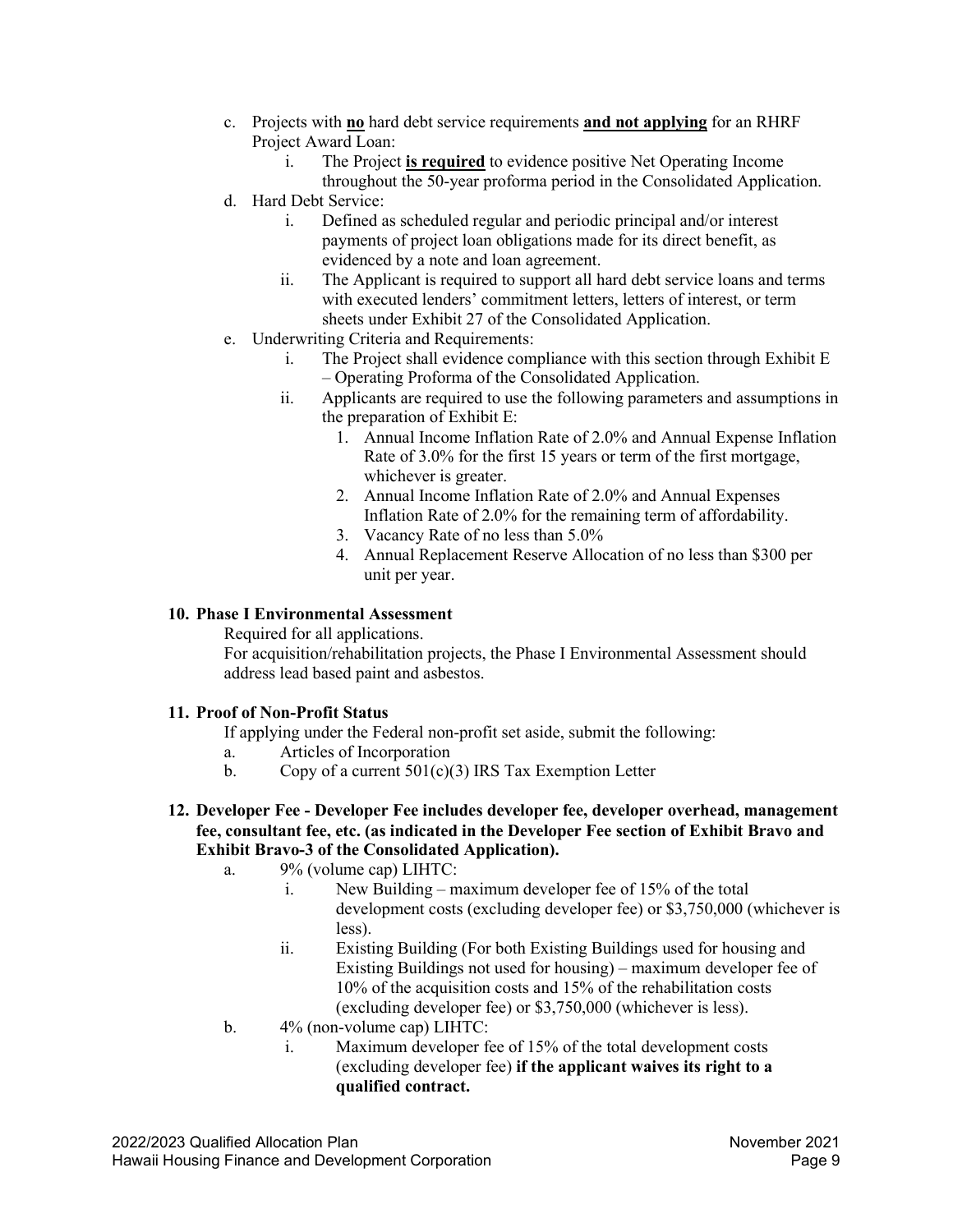c. Projects with **no** hard debt service requirements **and not applying** for an RHRF Project Award Loan:
   i. The Project **is required** to evidence positive Net Operating Income throughout the 50-year proforma period in the Consolidated Application.

d. Hard Debt Service:
   i. Defined as scheduled regular and periodic principal and/or interest payments of project loan obligations made for its direct benefit, as evidenced by a note and loan agreement.
   ii. The Applicant is required to support all hard debt service loans and terms with executed lenders' commitment letters, letters of interest, or term sheets under Exhibit 27 of the Consolidated Application.

e. Underwriting Criteria and Requirements:
   i. The Project shall evidence compliance with this section through Exhibit E – Operating Proforma of the Consolidated Application.
   ii. Applicants are required to use the following parameters and assumptions in the preparation of Exhibit E:
      1. Annual Income Inflation Rate of 2.0% and Annual Expense Inflation Rate of 3.0% for the first 15 years or term of the first mortgage, whichever is greater.
      2. Annual Income Inflation Rate of 2.0% and Annual Expenses Inflation Rate of 2.0% for the remaining term of affordability.
      3. Vacancy Rate of no less than 5.0%
      4. Annual Replacement Reserve Allocation of no less than $300 per unit per year.

**10. Phase I Environmental Assessment**

Required for all applications.

For acquisition/rehabilitation projects, the Phase I Environmental Assessment should address lead based paint and asbestos.

**11. Proof of Non-Profit Status**

If applying under the Federal non-profit set aside, submit the following:

a. Articles of Incorporation

b. Copy of a current 501(c)(3) IRS Tax Exemption Letter

**12. Developer Fee - Developer Fee includes developer fee, developer overhead, management fee, consultant fee, etc. (as indicated in the Developer Fee section of Exhibit Bravo and Exhibit Bravo-3 of the Consolidated Application).**

a. 9% (volume cap) LIHTC:
   i. New Building – maximum developer fee of 15% of the total development costs (excluding developer fee) or $3,750,000 (whichever is less).
   ii. Existing Building (For both Existing Buildings used for housing and Existing Buildings not used for housing) – maximum developer fee of 10% of the acquisition costs and 15% of the rehabilitation costs (excluding developer fee) or $3,750,000 (whichever is less).

b. 4% (non-volume cap) LIHTC:
   i. Maximum developer fee of 15% of the total development costs (excluding developer fee) **if the applicant waives its right to a qualified contract.**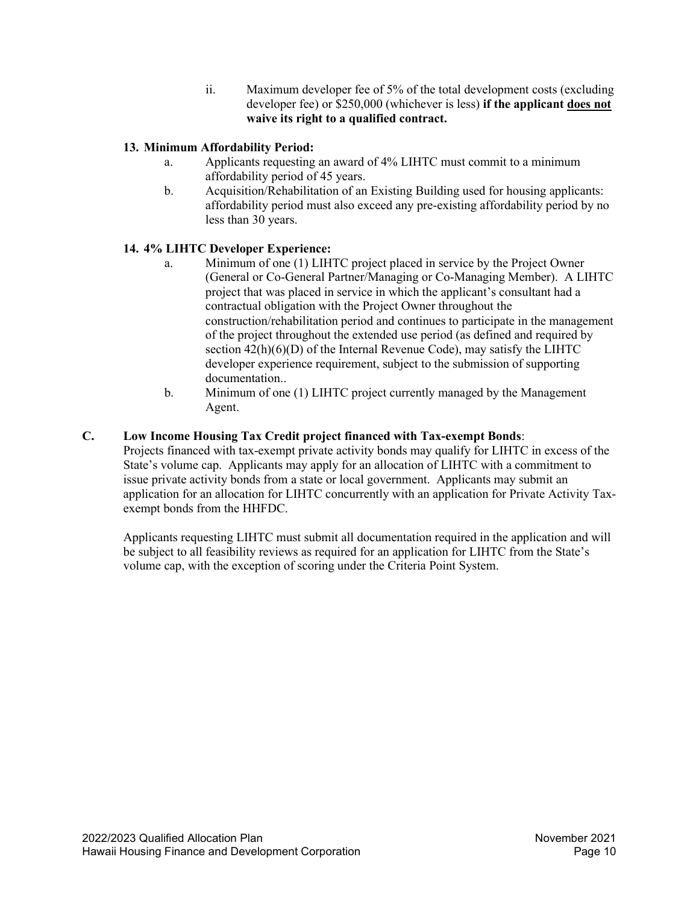ii. Maximum developer fee of 5% of the total development costs (excluding developer fee) or $250,000 (whichever is less) **if the applicant <u>does not</u> waive its right to a qualified contract.**

**13. Minimum Affordability Period:**

a. Applicants requesting an award of 4% LIHTC must commit to a minimum affordability period of 45 years.

b. Acquisition/Rehabilitation of an Existing Building used for housing applicants: affordability period must also exceed any pre-existing affordability period by no less than 30 years.

**14. 4% LIHTC Developer Experience:**

a. Minimum of one (1) LIHTC project placed in service by the Project Owner (General or Co-General Partner/Managing or Co-Managing Member). A LIHTC project that was placed in service in which the applicant's consultant had a contractual obligation with the Project Owner throughout the construction/rehabilitation period and continues to participate in the management of the project throughout the extended use period (as defined and required by section 42(h)(6)(D) of the Internal Revenue Code), may satisfy the LIHTC developer experience requirement, subject to the submission of supporting documentation..

b. Minimum of one (1) LIHTC project currently managed by the Management Agent.

**C. Low Income Housing Tax Credit project financed with Tax-exempt Bonds**:

Projects financed with tax-exempt private activity bonds may qualify for LIHTC in excess of the State's volume cap. Applicants may apply for an allocation of LIHTC with a commitment to issue private activity bonds from a state or local government. Applicants may submit an application for an allocation for LIHTC concurrently with an application for Private Activity Tax-exempt bonds from the HHFDC.

Applicants requesting LIHTC must submit all documentation required in the application and will be subject to all feasibility reviews as required for an application for LIHTC from the State's volume cap, with the exception of scoring under the Criteria Point System.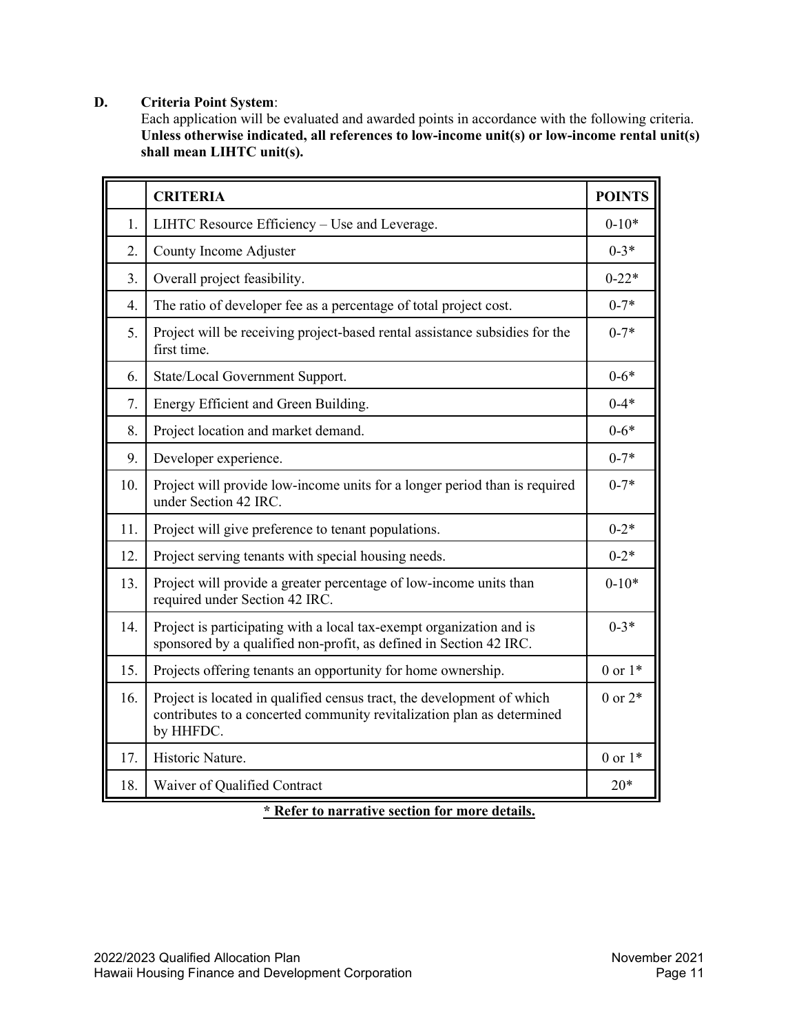**D. Criteria Point System**:

Each application will be evaluated and awarded points in accordance with the following criteria. **Unless otherwise indicated, all references to low-income unit(s) or low-income rental unit(s) shall mean LIHTC unit(s).**

| | **CRITERIA** | **POINTS** |
|---|---|---|
| 1. | LIHTC Resource Efficiency – Use and Leverage. | 0-10* |
| 2. | County Income Adjuster | 0-3* |
| 3. | Overall project feasibility. | 0-22* |
| 4. | The ratio of developer fee as a percentage of total project cost. | 0-7* |
| 5. | Project will be receiving project-based rental assistance subsidies for the first time. | 0-7* |
| 6. | State/Local Government Support. | 0-6* |
| 7. | Energy Efficient and Green Building. | 0-4* |
| 8. | Project location and market demand. | 0-6* |
| 9. | Developer experience. | 0-7* |
| 10. | Project will provide low-income units for a longer period than is required under Section 42 IRC. | 0-7* |
| 11. | Project will give preference to tenant populations. | 0-2* |
| 12. | Project serving tenants with special housing needs. | 0-2* |
| 13. | Project will provide a greater percentage of low-income units than required under Section 42 IRC. | 0-10* |
| 14. | Project is participating with a local tax-exempt organization and is sponsored by a qualified non-profit, as defined in Section 42 IRC. | 0-3* |
| 15. | Projects offering tenants an opportunity for home ownership. | 0 or 1* |
| 16. | Project is located in qualified census tract, the development of which contributes to a concerted community revitalization plan as determined by HHFDC. | 0 or 2* |
| 17. | Historic Nature. | 0 or 1* |
| 18. | Waiver of Qualified Contract | 20* |

**\* Refer to narrative section for more details.**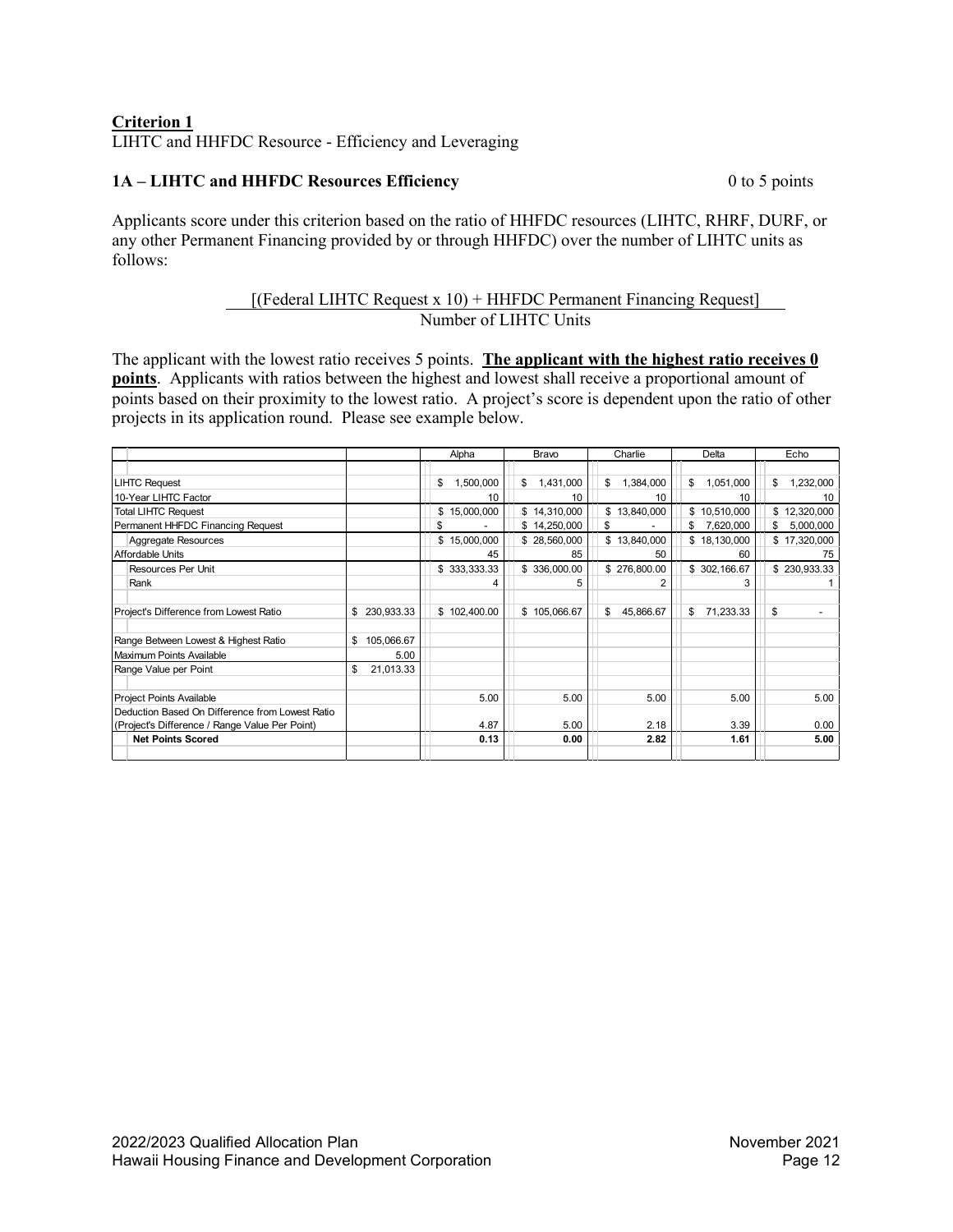**Criterion 1**
LIHTC and HHFDC Resource - Efficiency and Leveraging

### 1A – LIHTC and HHFDC Resources Efficiency 0 to 5 points

Applicants score under this criterion based on the ratio of HHFDC resources (LIHTC, RHRF, DURF, or any other Permanent Financing provided by or through HHFDC) over the number of LIHTC units as follows:

$$\frac{[(\text{Federal LIHTC Request x 10}) + \text{HHFDC Permanent Financing Request}]}{\text{Number of LIHTC Units}}$$

The applicant with the lowest ratio receives 5 points. **<u>The applicant with the highest ratio receives 0 points</u>**. Applicants with ratios between the highest and lowest shall receive a proportional amount of points based on their proximity to the lowest ratio. A project's score is dependent upon the ratio of other projects in its application round. Please see example below.

| | | Alpha | Bravo | Charlie | Delta | Echo |
|---|---|---|---|---|---|---|
| LIHTC Request | | $ 1,500,000 | $ 1,431,000 | $ 1,384,000 | $ 1,051,000 | $ 1,232,000 |
| 10-Year LIHTC Factor | | 10 | 10 | 10 | 10 | 10 |
| Total LIHTC Request | | $ 15,000,000 | $ 14,310,000 | $ 13,840,000 | $ 10,510,000 | $ 12,320,000 |
| Permanent HHFDC Financing Request | | $ - | $ 14,250,000 | $ - | $ 7,620,000 | $ 5,000,000 |
| Aggregate Resources | | $ 15,000,000 | $ 28,560,000 | $ 13,840,000 | $ 18,130,000 | $ 17,320,000 |
| Affordable Units | | 45 | 85 | 50 | 60 | 75 |
| Resources Per Unit | | $ 333,333.33 | $ 336,000.00 | $ 276,800.00 | $ 302,166.67 | $ 230,933.33 |
| Rank | | 4 | 5 | 2 | 3 | 1 |
| Project's Difference from Lowest Ratio | $ 230,933.33 | $ 102,400.00 | $ 105,066.67 | $ 45,866.67 | $ 71,233.33 | $ - |
| Range Between Lowest & Highest Ratio | $ 105,066.67 | | | | | |
| Maximum Points Available | 5.00 | | | | | |
| Range Value per Point | $ 21,013.33 | | | | | |
| Project Points Available | | 5.00 | 5.00 | 5.00 | 5.00 | 5.00 |
| Deduction Based On Difference from Lowest Ratio (Project's Difference / Range Value Per Point) | | 4.87 | 5.00 | 2.18 | 3.39 | 0.00 |
| **Net Points Scored** | | **0.13** | **0.00** | **2.82** | **1.61** | **5.00** |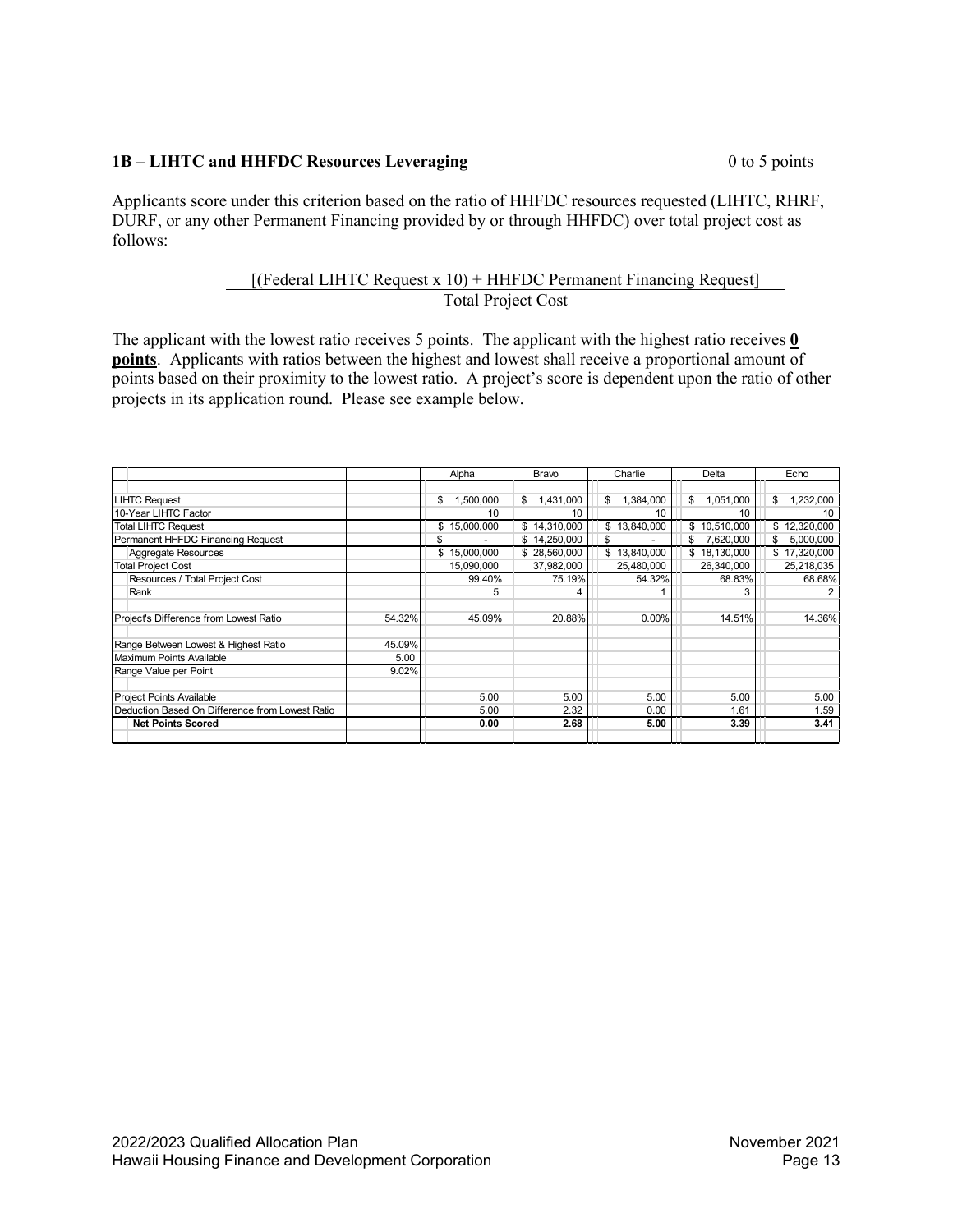**1B – LIHTC and HHFDC Resources Leveraging** 0 to 5 points

Applicants score under this criterion based on the ratio of HHFDC resources requested (LIHTC, RHRF, DURF, or any other Permanent Financing provided by or through HHFDC) over total project cost as follows:

$$\frac{[(\text{Federal LIHTC Request x 10}) + \text{HHFDC Permanent Financing Request}]}{\text{Total Project Cost}}$$

The applicant with the lowest ratio receives 5 points. The applicant with the highest ratio receives **0 points**. Applicants with ratios between the highest and lowest shall receive a proportional amount of points based on their proximity to the lowest ratio. A project's score is dependent upon the ratio of other projects in its application round. Please see example below.

| | | Alpha | Bravo | Charlie | Delta | Echo |
|---|---|---|---|---|---|---|
| LIHTC Request | | $ 1,500,000 | $ 1,431,000 | $ 1,384,000 | $ 1,051,000 | $ 1,232,000 |
| 10-Year LIHTC Factor | | 10 | 10 | 10 | 10 | 10 |
| Total LIHTC Request | | $ 15,000,000 | $ 14,310,000 | $ 13,840,000 | $ 10,510,000 | $ 12,320,000 |
| Permanent HHFDC Financing Request | | $ - | $ 14,250,000 | $ - | $ 7,620,000 | $ 5,000,000 |
| Aggregate Resources | | $ 15,000,000 | $ 28,560,000 | $ 13,840,000 | $ 18,130,000 | $ 17,320,000 |
| Total Project Cost | | 15,090,000 | 37,982,000 | 25,480,000 | 26,340,000 | 25,218,035 |
| Resources / Total Project Cost | | 99.40% | 75.19% | 54.32% | 68.83% | 68.68% |
| Rank | | 5 | 4 | 1 | 3 | 2 |
| Project's Difference from Lowest Ratio | 54.32% | 45.09% | 20.88% | 0.00% | 14.51% | 14.36% |
| Range Between Lowest & Highest Ratio | 45.09% | | | | | |
| Maximum Points Available | 5.00 | | | | | |
| Range Value per Point | 9.02% | | | | | |
| Project Points Available | | 5.00 | 5.00 | 5.00 | 5.00 | 5.00 |
| Deduction Based On Difference from Lowest Ratio | | 5.00 | 2.32 | 0.00 | 1.61 | 1.59 |
| **Net Points Scored** | | **0.00** | **2.68** | **5.00** | **3.39** | **3.41** |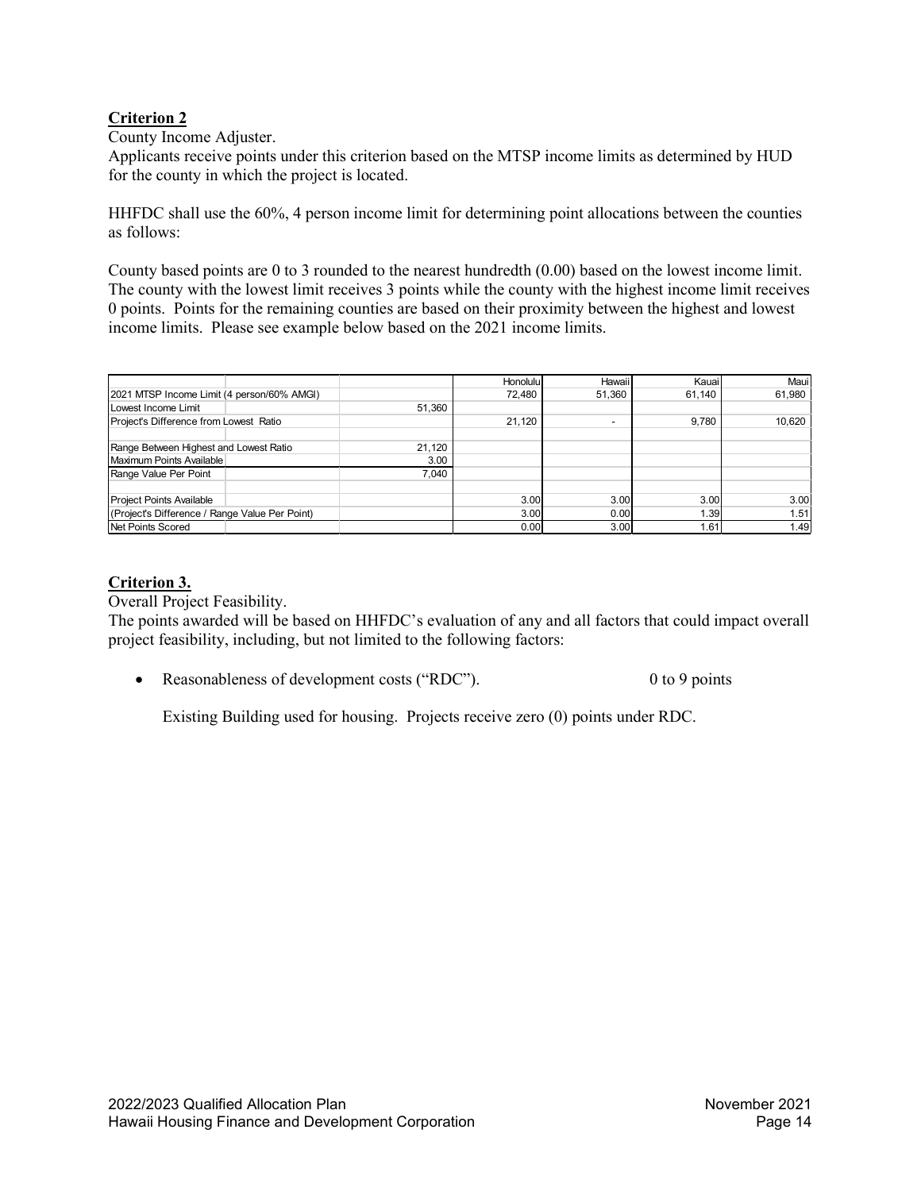**Criterion 2**

County Income Adjuster.

Applicants receive points under this criterion based on the MTSP income limits as determined by HUD for the county in which the project is located.

HHFDC shall use the 60%, 4 person income limit for determining point allocations between the counties as follows:

County based points are 0 to 3 rounded to the nearest hundredth (0.00) based on the lowest income limit. The county with the lowest limit receives 3 points while the county with the highest income limit receives 0 points. Points for the remaining counties are based on their proximity between the highest and lowest income limits. Please see example below based on the 2021 income limits.

| | | | Honolulu | Hawaii | Kauai | Maui |
|---|---|---|---|---|---|---|
| 2021 MTSP Income Limit (4 person/60% AMGI) | | | 72,480 | 51,360 | 61,140 | 61,980 |
| Lowest Income Limit | | 51,360 | | | | |
| Project's Difference from Lowest Ratio | | | 21,120 | - | 9,780 | 10,620 |
| | | | | | | |
| Range Between Highest and Lowest Ratio | | 21,120 | | | | |
| Maximum Points Available | | 3.00 | | | | |
| Range Value Per Point | | 7,040 | | | | |
| | | | | | | |
| Project Points Available | | | 3.00 | 3.00 | 3.00 | 3.00 |
| (Project's Difference / Range Value Per Point) | | | 3.00 | 0.00 | 1.39 | 1.51 |
| Net Points Scored | | | 0.00 | 3.00 | 1.61 | 1.49 |

**Criterion 3.**

Overall Project Feasibility.

The points awarded will be based on HHFDC's evaluation of any and all factors that could impact overall project feasibility, including, but not limited to the following factors:

- Reasonableness of development costs ("RDC"). 0 to 9 points

  Existing Building used for housing. Projects receive zero (0) points under RDC.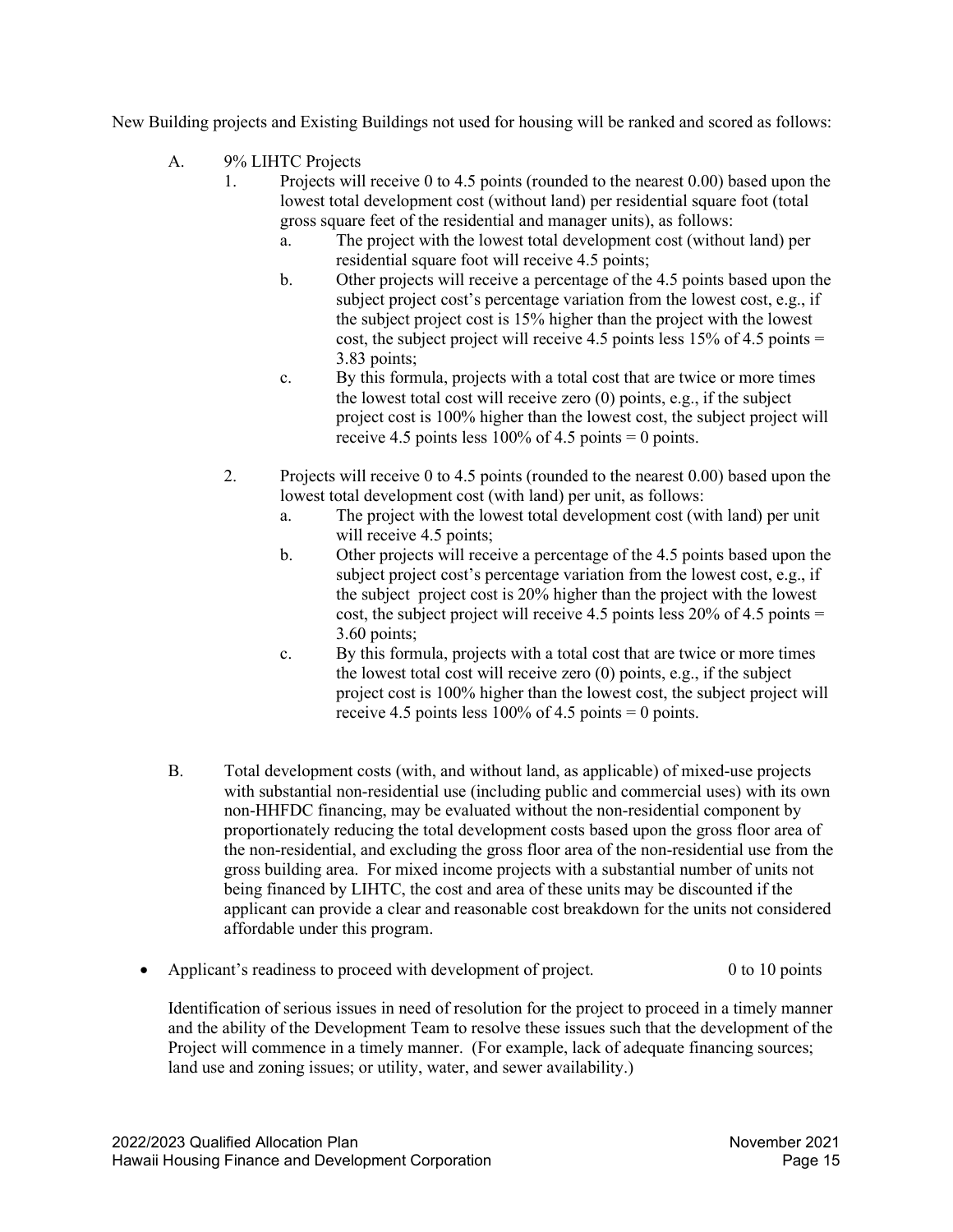New Building projects and Existing Buildings not used for housing will be ranked and scored as follows:

A. 9% LIHTC Projects

1. Projects will receive 0 to 4.5 points (rounded to the nearest 0.00) based upon the lowest total development cost (without land) per residential square foot (total gross square feet of the residential and manager units), as follows:
    a. The project with the lowest total development cost (without land) per residential square foot will receive 4.5 points;
    b. Other projects will receive a percentage of the 4.5 points based upon the subject project cost's percentage variation from the lowest cost, e.g., if the subject project cost is 15% higher than the project with the lowest cost, the subject project will receive 4.5 points less 15% of 4.5 points = 3.83 points;
    c. By this formula, projects with a total cost that are twice or more times the lowest total cost will receive zero (0) points, e.g., if the subject project cost is 100% higher than the lowest cost, the subject project will receive 4.5 points less 100% of 4.5 points = 0 points.

2. Projects will receive 0 to 4.5 points (rounded to the nearest 0.00) based upon the lowest total development cost (with land) per unit, as follows:
    a. The project with the lowest total development cost (with land) per unit will receive 4.5 points;
    b. Other projects will receive a percentage of the 4.5 points based upon the subject project cost's percentage variation from the lowest cost, e.g., if the subject project cost is 20% higher than the project with the lowest cost, the subject project will receive 4.5 points less 20% of 4.5 points = 3.60 points;
    c. By this formula, projects with a total cost that are twice or more times the lowest total cost will receive zero (0) points, e.g., if the subject project cost is 100% higher than the lowest cost, the subject project will receive 4.5 points less 100% of 4.5 points = 0 points.

B. Total development costs (with, and without land, as applicable) of mixed-use projects with substantial non-residential use (including public and commercial uses) with its own non-HHFDC financing, may be evaluated without the non-residential component by proportionately reducing the total development costs based upon the gross floor area of the non-residential, and excluding the gross floor area of the non-residential use from the gross building area. For mixed income projects with a substantial number of units not being financed by LIHTC, the cost and area of these units may be discounted if the applicant can provide a clear and reasonable cost breakdown for the units not considered affordable under this program.

- Applicant's readiness to proceed with development of project. 0 to 10 points

  Identification of serious issues in need of resolution for the project to proceed in a timely manner and the ability of the Development Team to resolve these issues such that the development of the Project will commence in a timely manner. (For example, lack of adequate financing sources; land use and zoning issues; or utility, water, and sewer availability.)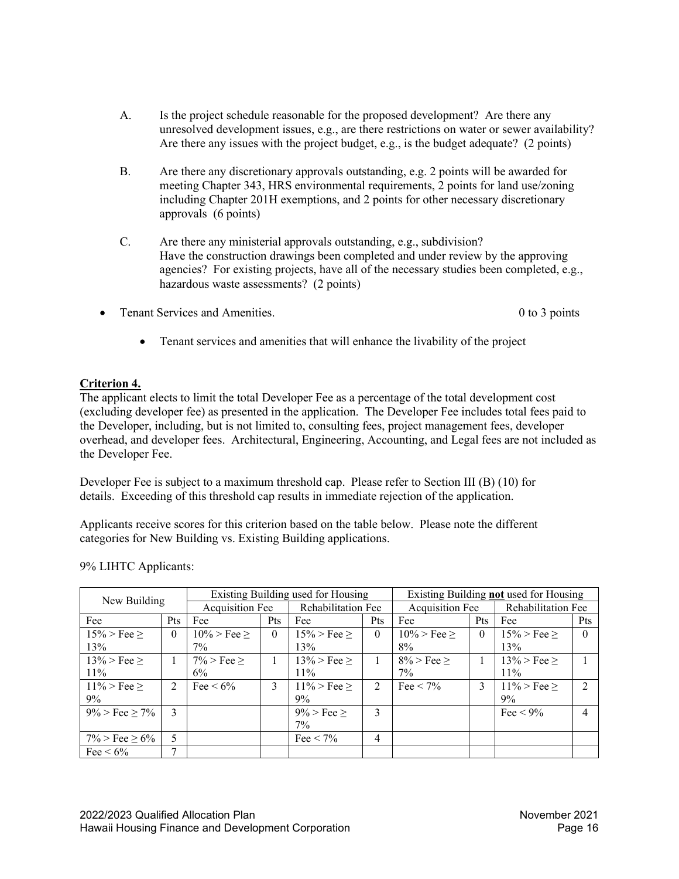A. Is the project schedule reasonable for the proposed development? Are there any unresolved development issues, e.g., are there restrictions on water or sewer availability? Are there any issues with the project budget, e.g., is the budget adequate? (2 points)

B. Are there any discretionary approvals outstanding, e.g. 2 points will be awarded for meeting Chapter 343, HRS environmental requirements, 2 points for land use/zoning including Chapter 201H exemptions, and 2 points for other necessary discretionary approvals (6 points)

C. Are there any ministerial approvals outstanding, e.g., subdivision? Have the construction drawings been completed and under review by the approving agencies? For existing projects, have all of the necessary studies been completed, e.g., hazardous waste assessments? (2 points)

- Tenant Services and Amenities. 0 to 3 points
  - Tenant services and amenities that will enhance the livability of the project

**Criterion 4.**

The applicant elects to limit the total Developer Fee as a percentage of the total development cost (excluding developer fee) as presented in the application. The Developer Fee includes total fees paid to the Developer, including, but is not limited to, consulting fees, project management fees, developer overhead, and developer fees. Architectural, Engineering, Accounting, and Legal fees are not included as the Developer Fee.

Developer Fee is subject to a maximum threshold cap. Please refer to Section III (B) (10) for details. Exceeding of this threshold cap results in immediate rejection of the application.

Applicants receive scores for this criterion based on the table below. Please note the different categories for New Building vs. Existing Building applications.

9% LIHTC Applicants:

| New Building | | Existing Building used for Housing | | | | Existing Building **not** used for Housing | | | |
|---|---|---|---|---|---|---|---|---|---|
| | | Acquisition Fee | | Rehabilitation Fee | | Acquisition Fee | | Rehabilitation Fee | |
| Fee | Pts | Fee | Pts | Fee | Pts | Fee | Pts | Fee | Pts |
| 15% > Fee ≥ 13% | 0 | 10% > Fee ≥ 7% | 0 | 15% > Fee ≥ 13% | 0 | 10% > Fee ≥ 8% | 0 | 15% > Fee ≥ 13% | 0 |
| 13% > Fee ≥ 11% | 1 | 7% > Fee ≥ 6% | 1 | 13% > Fee ≥ 11% | 1 | 8% > Fee ≥ 7% | 1 | 13% > Fee ≥ 11% | 1 |
| 11% > Fee ≥ 9% | 2 | Fee < 6% | 3 | 11% > Fee ≥ 9% | 2 | Fee < 7% | 3 | 11% > Fee ≥ 9% | 2 |
| 9% > Fee ≥ 7% | 3 | | | 9% > Fee ≥ 7% | 3 | | | Fee < 9% | 4 |
| 7% > Fee ≥ 6% | 5 | | | Fee < 7% | 4 | | | | |
| Fee < 6% | 7 | | | | | | | | |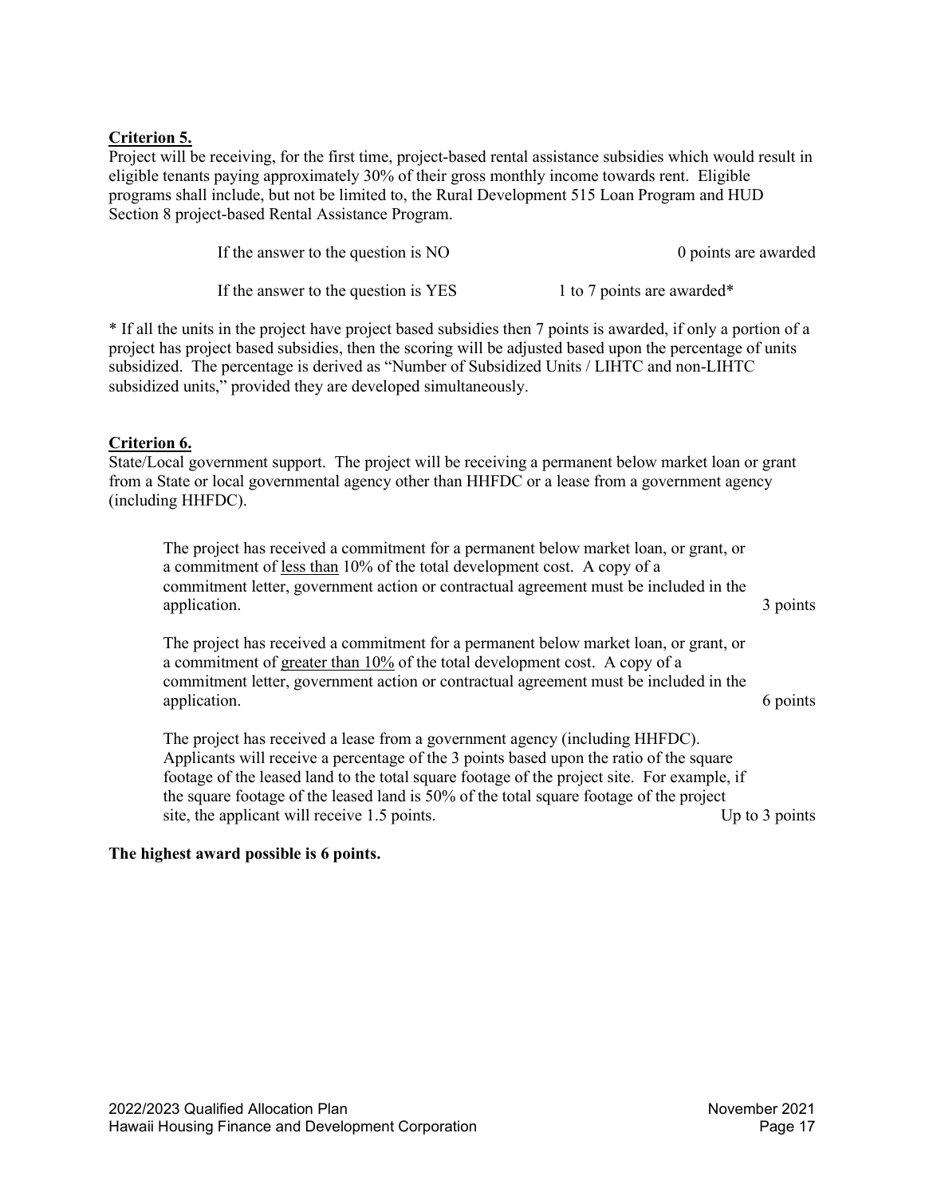**Criterion 5.**

Project will be receiving, for the first time, project-based rental assistance subsidies which would result in eligible tenants paying approximately 30% of their gross monthly income towards rent. Eligible programs shall include, but not be limited to, the Rural Development 515 Loan Program and HUD Section 8 project-based Rental Assistance Program.

| | |
|---|---|
| If the answer to the question is NO | 0 points are awarded |
| If the answer to the question is YES | 1 to 7 points are awarded* |

* If all the units in the project have project based subsidies then 7 points is awarded, if only a portion of a project has project based subsidies, then the scoring will be adjusted based upon the percentage of units subsidized. The percentage is derived as "Number of Subsidized Units / LIHTC and non-LIHTC subsidized units," provided they are developed simultaneously.

**Criterion 6.**

State/Local government support. The project will be receiving a permanent below market loan or grant from a State or local governmental agency other than HHFDC or a lease from a government agency (including HHFDC).

| | |
|---|---|
| The project has received a commitment for a permanent below market loan, or grant, or a commitment of <u>less than</u> 10% of the total development cost. A copy of a commitment letter, government action or contractual agreement must be included in the application. | 3 points |
| The project has received a commitment for a permanent below market loan, or grant, or a commitment of <u>greater than 10%</u> of the total development cost. A copy of a commitment letter, government action or contractual agreement must be included in the application. | 6 points |
| The project has received a lease from a government agency (including HHFDC). Applicants will receive a percentage of the 3 points based upon the ratio of the square footage of the leased land to the total square footage of the project site. For example, if the square footage of the leased land is 50% of the total square footage of the project site, the applicant will receive 1.5 points. | Up to 3 points |

**The highest award possible is 6 points.**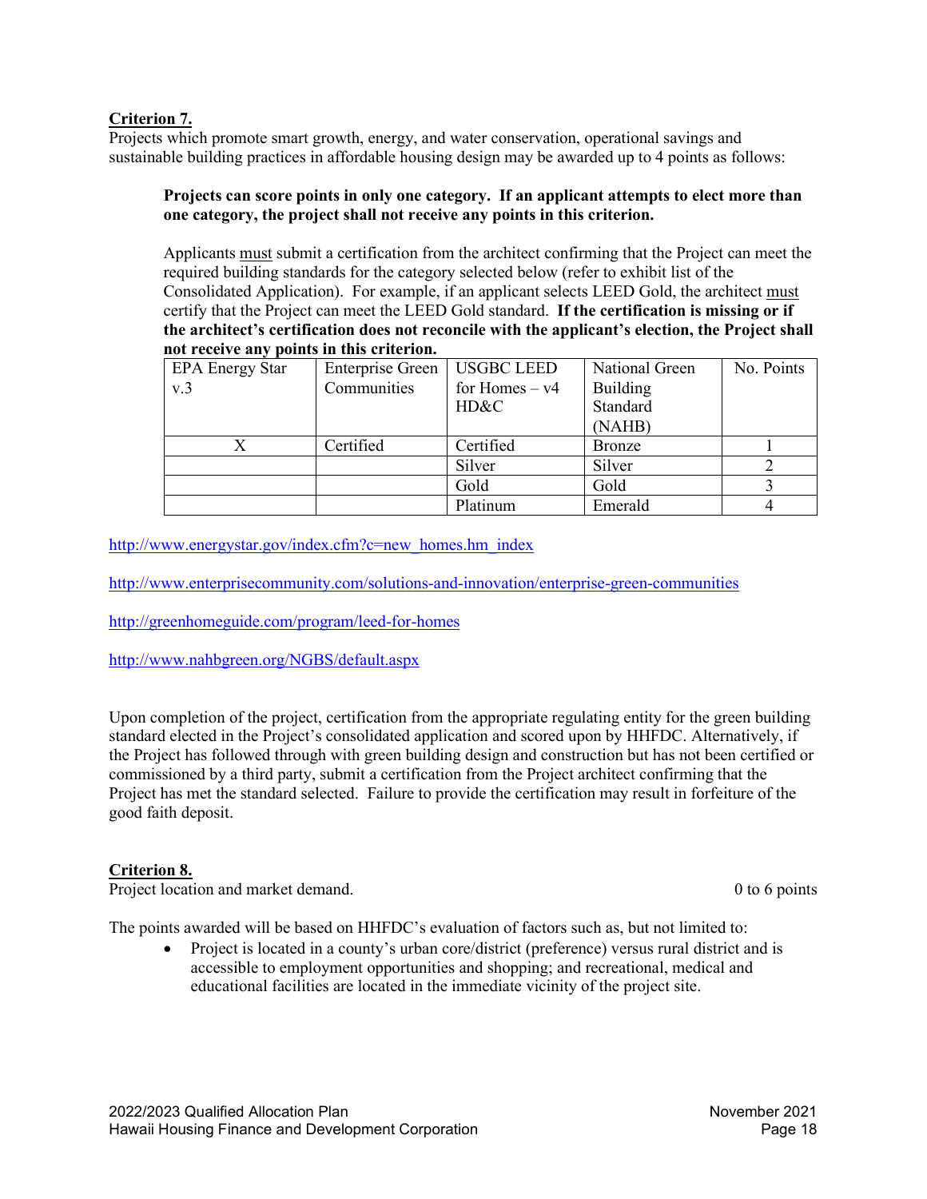**Criterion 7.**
Projects which promote smart growth, energy, and water conservation, operational savings and sustainable building practices in affordable housing design may be awarded up to 4 points as follows:

> **Projects can score points in only one category. If an applicant attempts to elect more than one category, the project shall not receive any points in this criterion.**
>
> Applicants must submit a certification from the architect confirming that the Project can meet the required building standards for the category selected below (refer to exhibit list of the Consolidated Application). For example, if an applicant selects LEED Gold, the architect must certify that the Project can meet the LEED Gold standard. **If the certification is missing or if the architect's certification does not reconcile with the applicant's election, the Project shall not receive any points in this criterion.**

| EPA Energy Star v.3 | Enterprise Green Communities | USGBC LEED for Homes – v4 HD&C | National Green Building Standard (NAHB) | No. Points |
|---|---|---|---|---|
| X | Certified | Certified | Bronze | 1 |
| | | Silver | Silver | 2 |
| | | Gold | Gold | 3 |
| | | Platinum | Emerald | 4 |

http://www.energystar.gov/index.cfm?c=new_homes.hm_index

http://www.enterprisecommunity.com/solutions-and-innovation/enterprise-green-communities

http://greenhomeguide.com/program/leed-for-homes

http://www.nahbgreen.org/NGBS/default.aspx

Upon completion of the project, certification from the appropriate regulating entity for the green building standard elected in the Project's consolidated application and scored upon by HHFDC. Alternatively, if the Project has followed through with green building design and construction but has not been certified or commissioned by a third party, submit a certification from the Project architect confirming that the Project has met the standard selected. Failure to provide the certification may result in forfeiture of the good faith deposit.

**Criterion 8.**
Project location and market demand. 0 to 6 points

The points awarded will be based on HHFDC's evaluation of factors such as, but not limited to:

- Project is located in a county's urban core/district (preference) versus rural district and is accessible to employment opportunities and shopping; and recreational, medical and educational facilities are located in the immediate vicinity of the project site.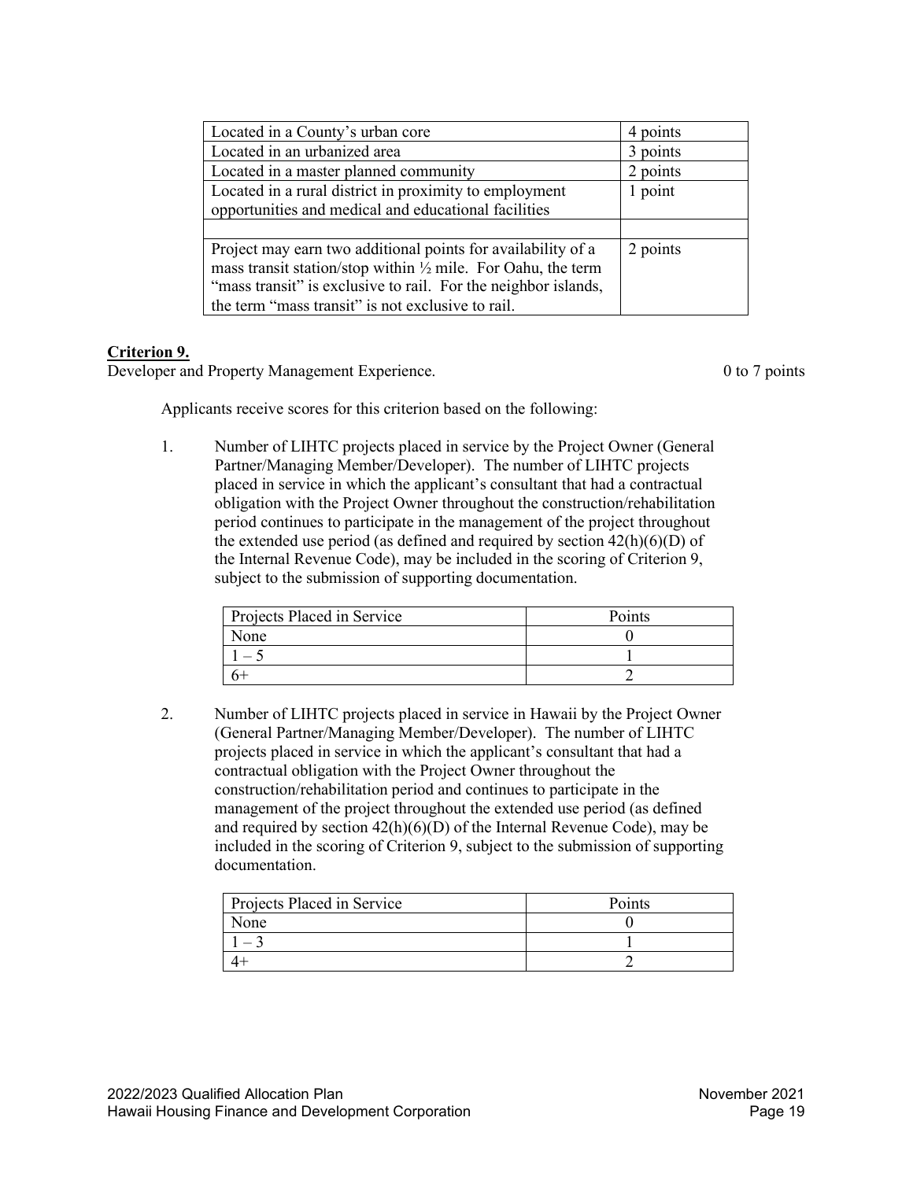| | |
|---|---|
| Located in a County's urban core | 4 points |
| Located in an urbanized area | 3 points |
| Located in a master planned community | 2 points |
| Located in a rural district in proximity to employment opportunities and medical and educational facilities | 1 point |
| | |
| Project may earn two additional points for availability of a mass transit station/stop within ½ mile. For Oahu, the term "mass transit" is exclusive to rail. For the neighbor islands, the term "mass transit" is not exclusive to rail. | 2 points |

**Criterion 9.**

Developer and Property Management Experience. 0 to 7 points

Applicants receive scores for this criterion based on the following:

1. Number of LIHTC projects placed in service by the Project Owner (General Partner/Managing Member/Developer). The number of LIHTC projects placed in service in which the applicant's consultant that had a contractual obligation with the Project Owner throughout the construction/rehabilitation period continues to participate in the management of the project throughout the extended use period (as defined and required by section 42(h)(6)(D) of the Internal Revenue Code), may be included in the scoring of Criterion 9, subject to the submission of supporting documentation.

| Projects Placed in Service | Points |
|---|---|
| None | 0 |
| 1 – 5 | 1 |
| 6+ | 2 |

2. Number of LIHTC projects placed in service in Hawaii by the Project Owner (General Partner/Managing Member/Developer). The number of LIHTC projects placed in service in which the applicant's consultant that had a contractual obligation with the Project Owner throughout the construction/rehabilitation period and continues to participate in the management of the project throughout the extended use period (as defined and required by section 42(h)(6)(D) of the Internal Revenue Code), may be included in the scoring of Criterion 9, subject to the submission of supporting documentation.

| Projects Placed in Service | Points |
|---|---|
| None | 0 |
| 1 – 3 | 1 |
| 4+ | 2 |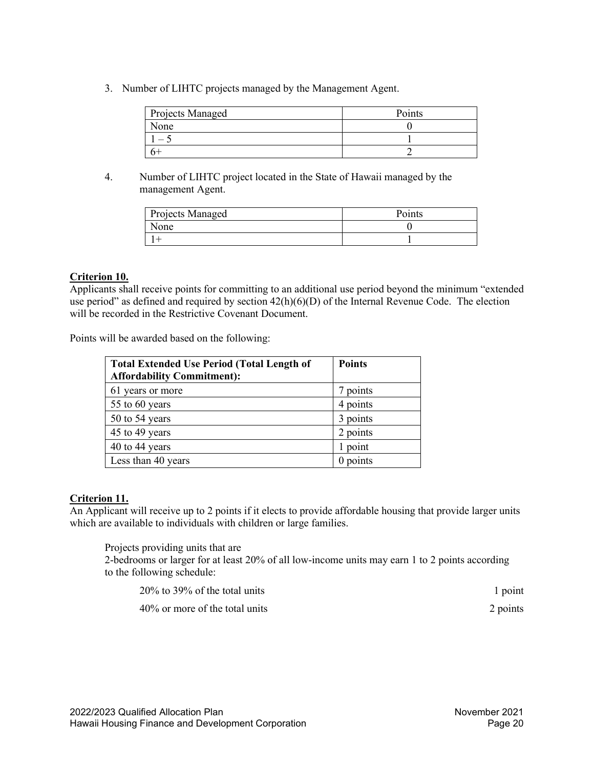3. Number of LIHTC projects managed by the Management Agent.

| Projects Managed | Points |
|---|---|
| None | 0 |
| 1 – 5 | 1 |
| 6+ | 2 |

4. Number of LIHTC project located in the State of Hawaii managed by the management Agent.

| Projects Managed | Points |
|---|---|
| None | 0 |
| 1+ | 1 |

**Criterion 10.**

Applicants shall receive points for committing to an additional use period beyond the minimum "extended use period" as defined and required by section 42(h)(6)(D) of the Internal Revenue Code. The election will be recorded in the Restrictive Covenant Document.

Points will be awarded based on the following:

| **Total Extended Use Period (Total Length of Affordability Commitment):** | **Points** |
|---|---|
| 61 years or more | 7 points |
| 55 to 60 years | 4 points |
| 50 to 54 years | 3 points |
| 45 to 49 years | 2 points |
| 40 to 44 years | 1 point |
| Less than 40 years | 0 points |

**Criterion 11.**

An Applicant will receive up to 2 points if it elects to provide affordable housing that provide larger units which are available to individuals with children or large families.

Projects providing units that are
2-bedrooms or larger for at least 20% of all low-income units may earn 1 to 2 points according to the following schedule:

20% to 39% of the total units — 1 point

40% or more of the total units — 2 points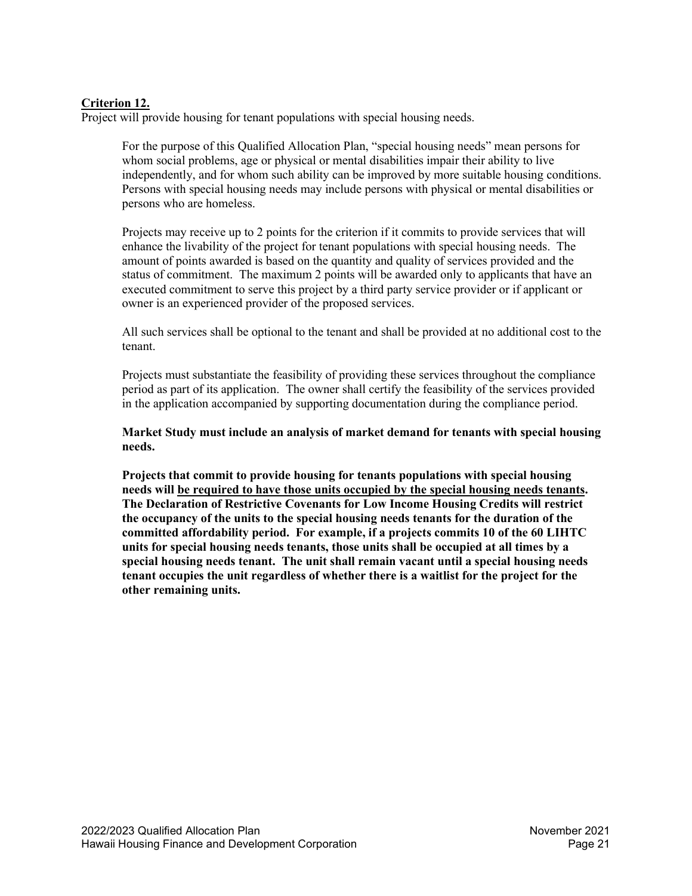**<u>Criterion 12.</u>**
Project will provide housing for tenant populations with special housing needs.

For the purpose of this Qualified Allocation Plan, "special housing needs" mean persons for whom social problems, age or physical or mental disabilities impair their ability to live independently, and for whom such ability can be improved by more suitable housing conditions. Persons with special housing needs may include persons with physical or mental disabilities or persons who are homeless.

Projects may receive up to 2 points for the criterion if it commits to provide services that will enhance the livability of the project for tenant populations with special housing needs. The amount of points awarded is based on the quantity and quality of services provided and the status of commitment. The maximum 2 points will be awarded only to applicants that have an executed commitment to serve this project by a third party service provider or if applicant or owner is an experienced provider of the proposed services.

All such services shall be optional to the tenant and shall be provided at no additional cost to the tenant.

Projects must substantiate the feasibility of providing these services throughout the compliance period as part of its application. The owner shall certify the feasibility of the services provided in the application accompanied by supporting documentation during the compliance period.

**Market Study must include an analysis of market demand for tenants with special housing needs.**

**Projects that commit to provide housing for tenants populations with special housing needs will <u>be required to have those units occupied by the special housing needs tenants</u>. The Declaration of Restrictive Covenants for Low Income Housing Credits will restrict the occupancy of the units to the special housing needs tenants for the duration of the committed affordability period. For example, if a projects commits 10 of the 60 LIHTC units for special housing needs tenants, those units shall be occupied at all times by a special housing needs tenant. The unit shall remain vacant until a special housing needs tenant occupies the unit regardless of whether there is a waitlist for the project for the other remaining units.**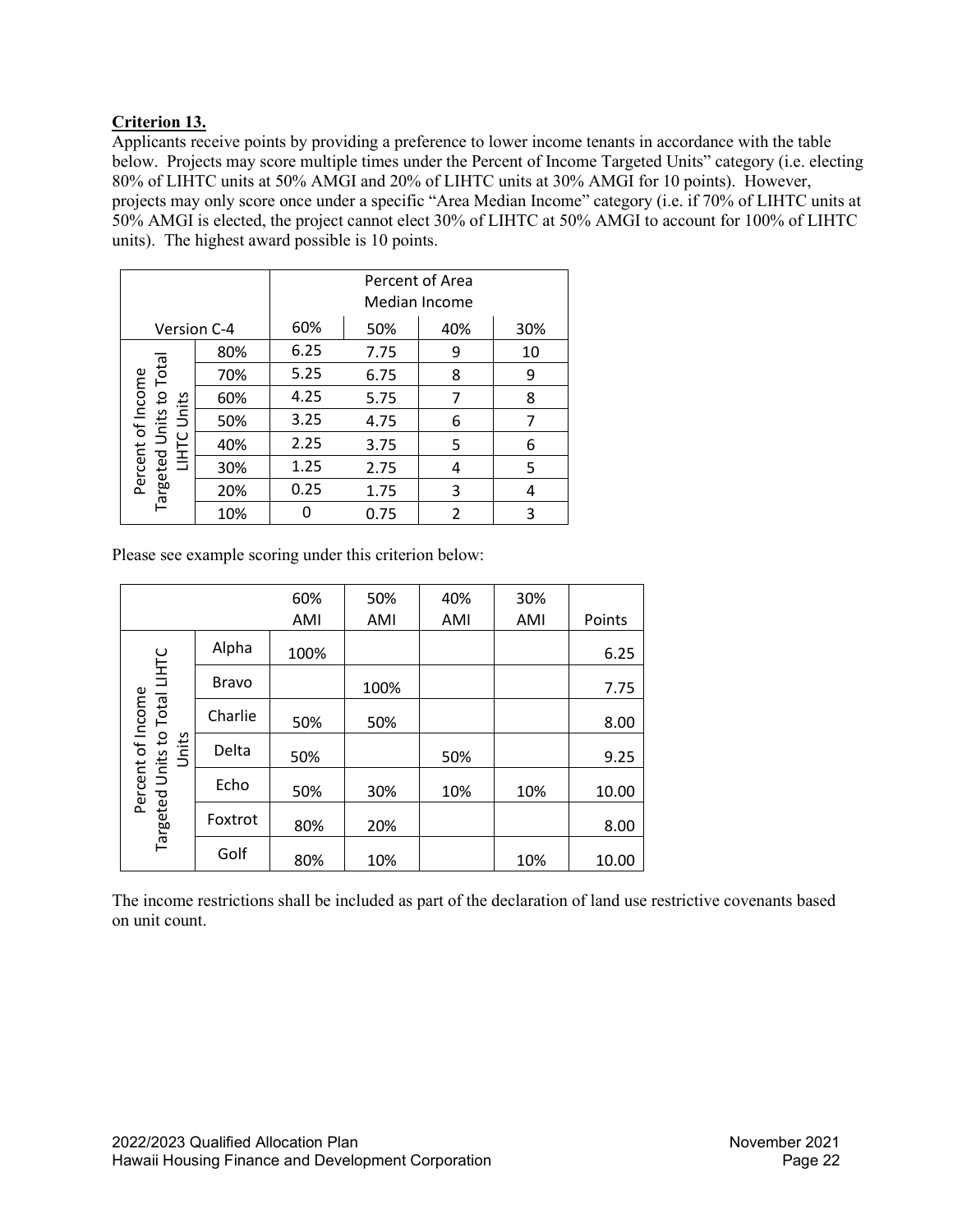**Criterion 13.**

Applicants receive points by providing a preference to lower income tenants in accordance with the table below. Projects may score multiple times under the Percent of Income Targeted Units" category (i.e. electing 80% of LIHTC units at 50% AMGI and 20% of LIHTC units at 30% AMGI for 10 points). However, projects may only score once under a specific "Area Median Income" category (i.e. if 70% of LIHTC units at 50% AMGI is elected, the project cannot elect 30% of LIHTC at 50% AMGI to account for 100% of LIHTC units). The highest award possible is 10 points.

| | | Percent of Area Median Income | | | |
|---|---|---|---|---|---|
| Version C-4 | | 60% | 50% | 40% | 30% |
| Percent of Income Targeted Units to Total LIHTC Units | 80% | 6.25 | 7.75 | 9 | 10 |
| | 70% | 5.25 | 6.75 | 8 | 9 |
| | 60% | 4.25 | 5.75 | 7 | 8 |
| | 50% | 3.25 | 4.75 | 6 | 7 |
| | 40% | 2.25 | 3.75 | 5 | 6 |
| | 30% | 1.25 | 2.75 | 4 | 5 |
| | 20% | 0.25 | 1.75 | 3 | 4 |
| | 10% | 0 | 0.75 | 2 | 3 |

Please see example scoring under this criterion below:

| | | 60% AMI | 50% AMI | 40% AMI | 30% AMI | Points |
|---|---|---|---|---|---|---|
| Percent of Income Targeted Units to Total LIHTC Units | Alpha | 100% | | | | 6.25 |
| | Bravo | | 100% | | | 7.75 |
| | Charlie | 50% | 50% | | | 8.00 |
| | Delta | 50% | | 50% | | 9.25 |
| | Echo | 50% | 30% | 10% | 10% | 10.00 |
| | Foxtrot | 80% | 20% | | | 8.00 |
| | Golf | 80% | 10% | | 10% | 10.00 |

The income restrictions shall be included as part of the declaration of land use restrictive covenants based on unit count.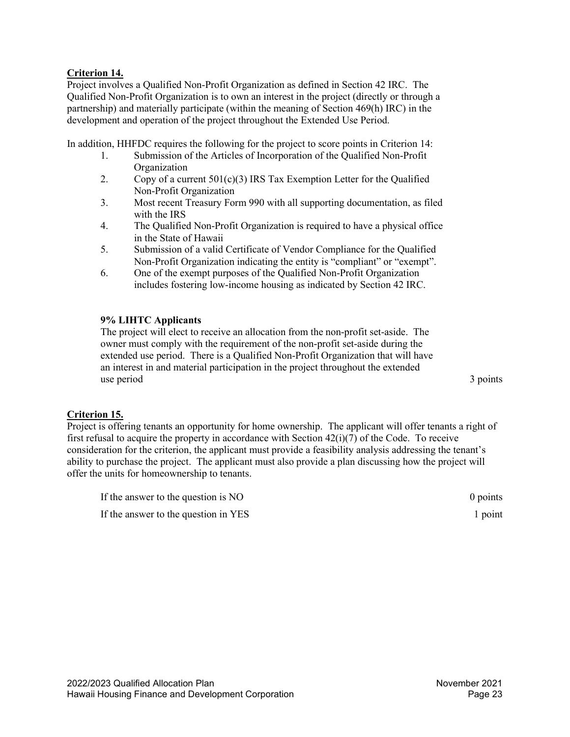**Criterion 14.**

Project involves a Qualified Non-Profit Organization as defined in Section 42 IRC. The Qualified Non-Profit Organization is to own an interest in the project (directly or through a partnership) and materially participate (within the meaning of Section 469(h) IRC) in the development and operation of the project throughout the Extended Use Period.

In addition, HHFDC requires the following for the project to score points in Criterion 14:

1. Submission of the Articles of Incorporation of the Qualified Non-Profit Organization
2. Copy of a current 501(c)(3) IRS Tax Exemption Letter for the Qualified Non-Profit Organization
3. Most recent Treasury Form 990 with all supporting documentation, as filed with the IRS
4. The Qualified Non-Profit Organization is required to have a physical office in the State of Hawaii
5. Submission of a valid Certificate of Vendor Compliance for the Qualified Non-Profit Organization indicating the entity is "compliant" or "exempt".
6. One of the exempt purposes of the Qualified Non-Profit Organization includes fostering low-income housing as indicated by Section 42 IRC.

**9% LIHTC Applicants**

The project will elect to receive an allocation from the non-profit set-aside. The owner must comply with the requirement of the non-profit set-aside during the extended use period. There is a Qualified Non-Profit Organization that will have an interest in and material participation in the project throughout the extended use period — 3 points

**Criterion 15.**

Project is offering tenants an opportunity for home ownership. The applicant will offer tenants a right of first refusal to acquire the property in accordance with Section 42(i)(7) of the Code. To receive consideration for the criterion, the applicant must provide a feasibility analysis addressing the tenant's ability to purchase the project. The applicant must also provide a plan discussing how the project will offer the units for homeownership to tenants.

| | |
|---|---|
| If the answer to the question is NO | 0 points |
| If the answer to the question in YES | 1 point |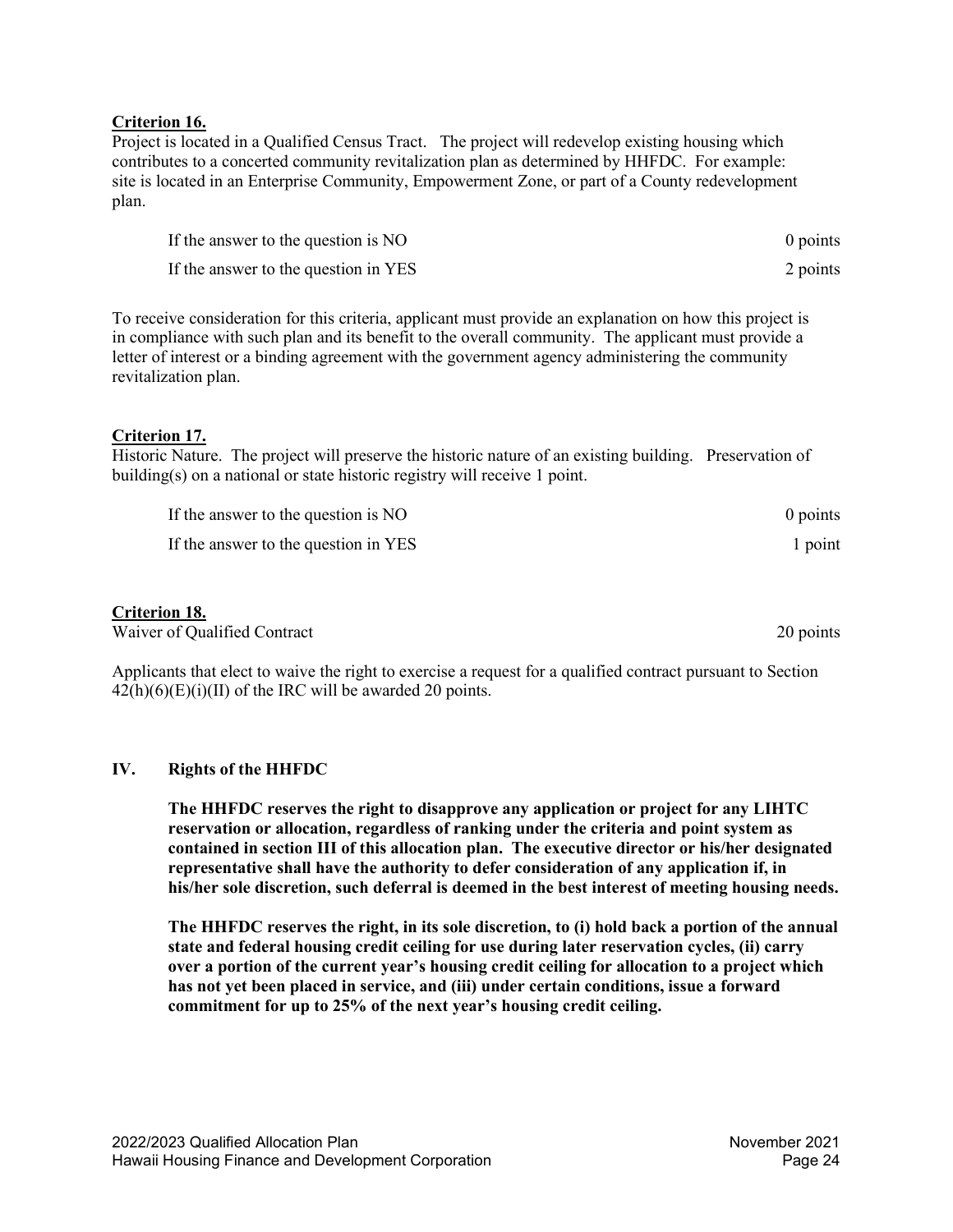**Criterion 16.**

Project is located in a Qualified Census Tract. The project will redevelop existing housing which contributes to a concerted community revitalization plan as determined by HHFDC. For example: site is located in an Enterprise Community, Empowerment Zone, or part of a County redevelopment plan.

| | |
|---|---|
| If the answer to the question is NO | 0 points |
| If the answer to the question in YES | 2 points |

To receive consideration for this criteria, applicant must provide an explanation on how this project is in compliance with such plan and its benefit to the overall community. The applicant must provide a letter of interest or a binding agreement with the government agency administering the community revitalization plan.

**Criterion 17.**

Historic Nature. The project will preserve the historic nature of an existing building. Preservation of building(s) on a national or state historic registry will receive 1 point.

| | |
|---|---|
| If the answer to the question is NO | 0 points |
| If the answer to the question in YES | 1 point |

**Criterion 18.**

Waiver of Qualified Contract 20 points

Applicants that elect to waive the right to exercise a request for a qualified contract pursuant to Section 42(h)(6)(E)(i)(II) of the IRC will be awarded 20 points.

## IV. Rights of the HHFDC

**The HHFDC reserves the right to disapprove any application or project for any LIHTC reservation or allocation, regardless of ranking under the criteria and point system as contained in section III of this allocation plan. The executive director or his/her designated representative shall have the authority to defer consideration of any application if, in his/her sole discretion, such deferral is deemed in the best interest of meeting housing needs.**

**The HHFDC reserves the right, in its sole discretion, to (i) hold back a portion of the annual state and federal housing credit ceiling for use during later reservation cycles, (ii) carry over a portion of the current year's housing credit ceiling for allocation to a project which has not yet been placed in service, and (iii) under certain conditions, issue a forward commitment for up to 25% of the next year's housing credit ceiling.**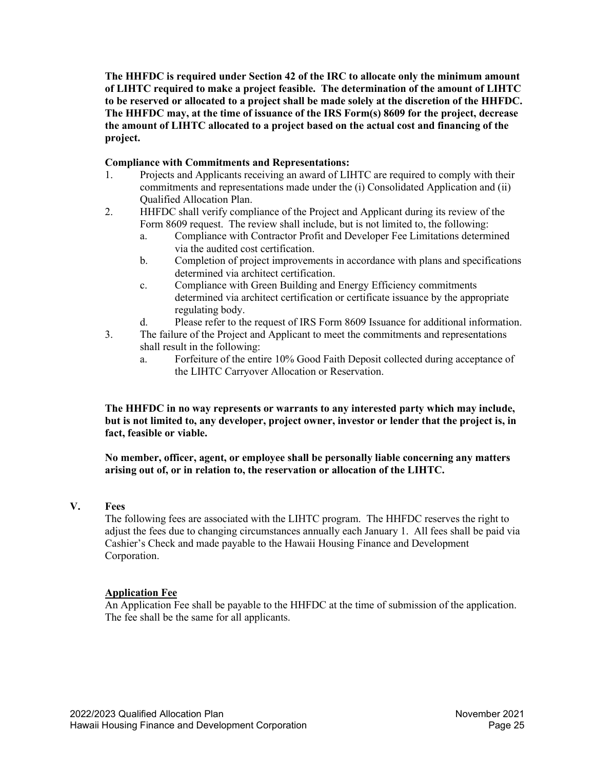**The HHFDC is required under Section 42 of the IRC to allocate only the minimum amount of LIHTC required to make a project feasible. The determination of the amount of LIHTC to be reserved or allocated to a project shall be made solely at the discretion of the HHFDC. The HHFDC may, at the time of issuance of the IRS Form(s) 8609 for the project, decrease the amount of LIHTC allocated to a project based on the actual cost and financing of the project.**

**Compliance with Commitments and Representations:**

1. Projects and Applicants receiving an award of LIHTC are required to comply with their commitments and representations made under the (i) Consolidated Application and (ii) Qualified Allocation Plan.
2. HHFDC shall verify compliance of the Project and Applicant during its review of the Form 8609 request. The review shall include, but is not limited to, the following:
   a. Compliance with Contractor Profit and Developer Fee Limitations determined via the audited cost certification.
   b. Completion of project improvements in accordance with plans and specifications determined via architect certification.
   c. Compliance with Green Building and Energy Efficiency commitments determined via architect certification or certificate issuance by the appropriate regulating body.
   d. Please refer to the request of IRS Form 8609 Issuance for additional information.
3. The failure of the Project and Applicant to meet the commitments and representations shall result in the following:
   a. Forfeiture of the entire 10% Good Faith Deposit collected during acceptance of the LIHTC Carryover Allocation or Reservation.

**The HHFDC in no way represents or warrants to any interested party which may include, but is not limited to, any developer, project owner, investor or lender that the project is, in fact, feasible or viable.**

**No member, officer, agent, or employee shall be personally liable concerning any matters arising out of, or in relation to, the reservation or allocation of the LIHTC.**

## V. Fees

The following fees are associated with the LIHTC program. The HHFDC reserves the right to adjust the fees due to changing circumstances annually each January 1. All fees shall be paid via Cashier's Check and made payable to the Hawaii Housing Finance and Development Corporation.

**Application Fee**

An Application Fee shall be payable to the HHFDC at the time of submission of the application. The fee shall be the same for all applicants.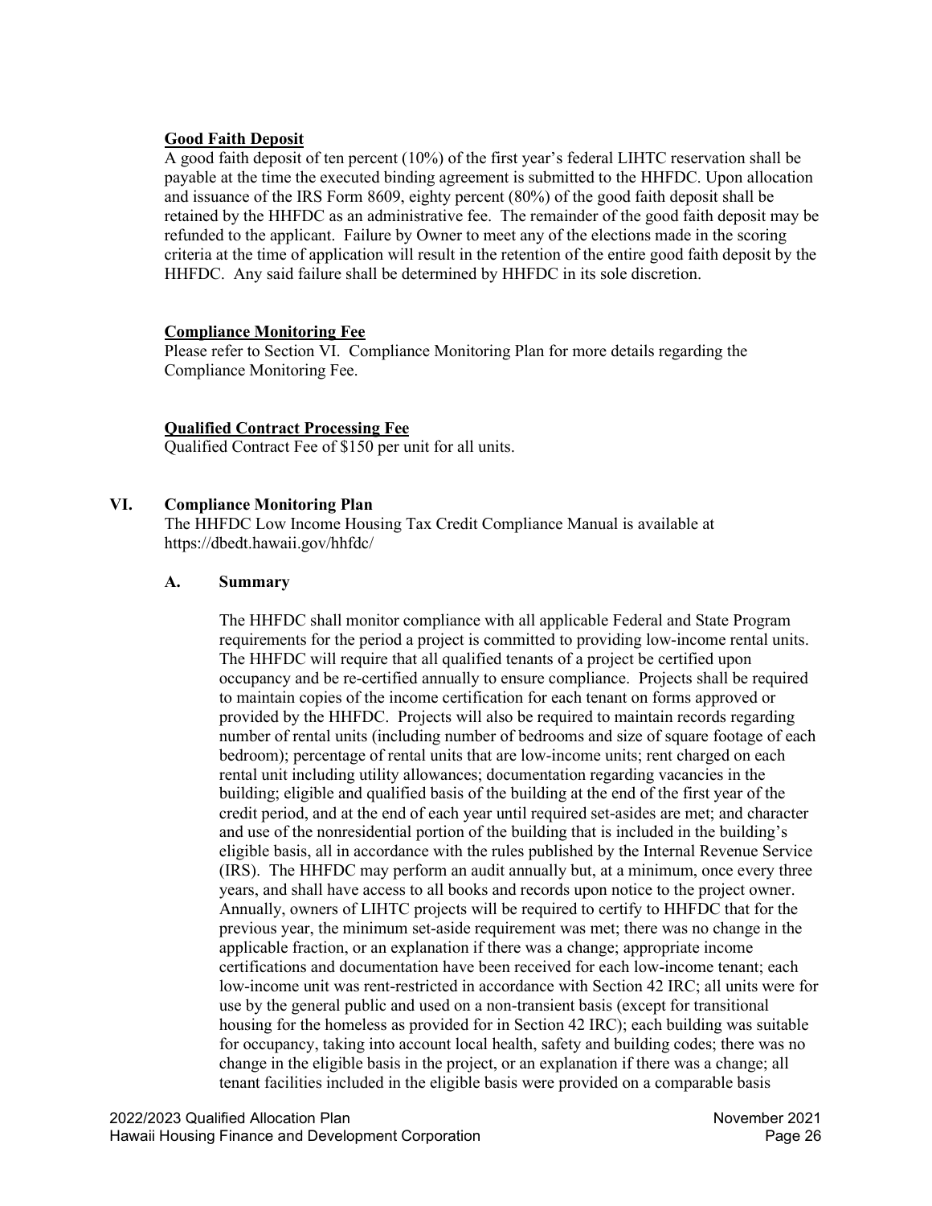**Good Faith Deposit**

A good faith deposit of ten percent (10%) of the first year's federal LIHTC reservation shall be payable at the time the executed binding agreement is submitted to the HHFDC. Upon allocation and issuance of the IRS Form 8609, eighty percent (80%) of the good faith deposit shall be retained by the HHFDC as an administrative fee. The remainder of the good faith deposit may be refunded to the applicant. Failure by Owner to meet any of the elections made in the scoring criteria at the time of application will result in the retention of the entire good faith deposit by the HHFDC. Any said failure shall be determined by HHFDC in its sole discretion.

**Compliance Monitoring Fee**

Please refer to Section VI. Compliance Monitoring Plan for more details regarding the Compliance Monitoring Fee.

**Qualified Contract Processing Fee**

Qualified Contract Fee of $150 per unit for all units.

## VI. Compliance Monitoring Plan

The HHFDC Low Income Housing Tax Credit Compliance Manual is available at https://dbedt.hawaii.gov/hhfdc/

### A. Summary

The HHFDC shall monitor compliance with all applicable Federal and State Program requirements for the period a project is committed to providing low-income rental units. The HHFDC will require that all qualified tenants of a project be certified upon occupancy and be re-certified annually to ensure compliance. Projects shall be required to maintain copies of the income certification for each tenant on forms approved or provided by the HHFDC. Projects will also be required to maintain records regarding number of rental units (including number of bedrooms and size of square footage of each bedroom); percentage of rental units that are low-income units; rent charged on each rental unit including utility allowances; documentation regarding vacancies in the building; eligible and qualified basis of the building at the end of the first year of the credit period, and at the end of each year until required set-asides are met; and character and use of the nonresidential portion of the building that is included in the building's eligible basis, all in accordance with the rules published by the Internal Revenue Service (IRS). The HHFDC may perform an audit annually but, at a minimum, once every three years, and shall have access to all books and records upon notice to the project owner. Annually, owners of LIHTC projects will be required to certify to HHFDC that for the previous year, the minimum set-aside requirement was met; there was no change in the applicable fraction, or an explanation if there was a change; appropriate income certifications and documentation have been received for each low-income tenant; each low-income unit was rent-restricted in accordance with Section 42 IRC; all units were for use by the general public and used on a non-transient basis (except for transitional housing for the homeless as provided for in Section 42 IRC); each building was suitable for occupancy, taking into account local health, safety and building codes; there was no change in the eligible basis in the project, or an explanation if there was a change; all tenant facilities included in the eligible basis were provided on a comparable basis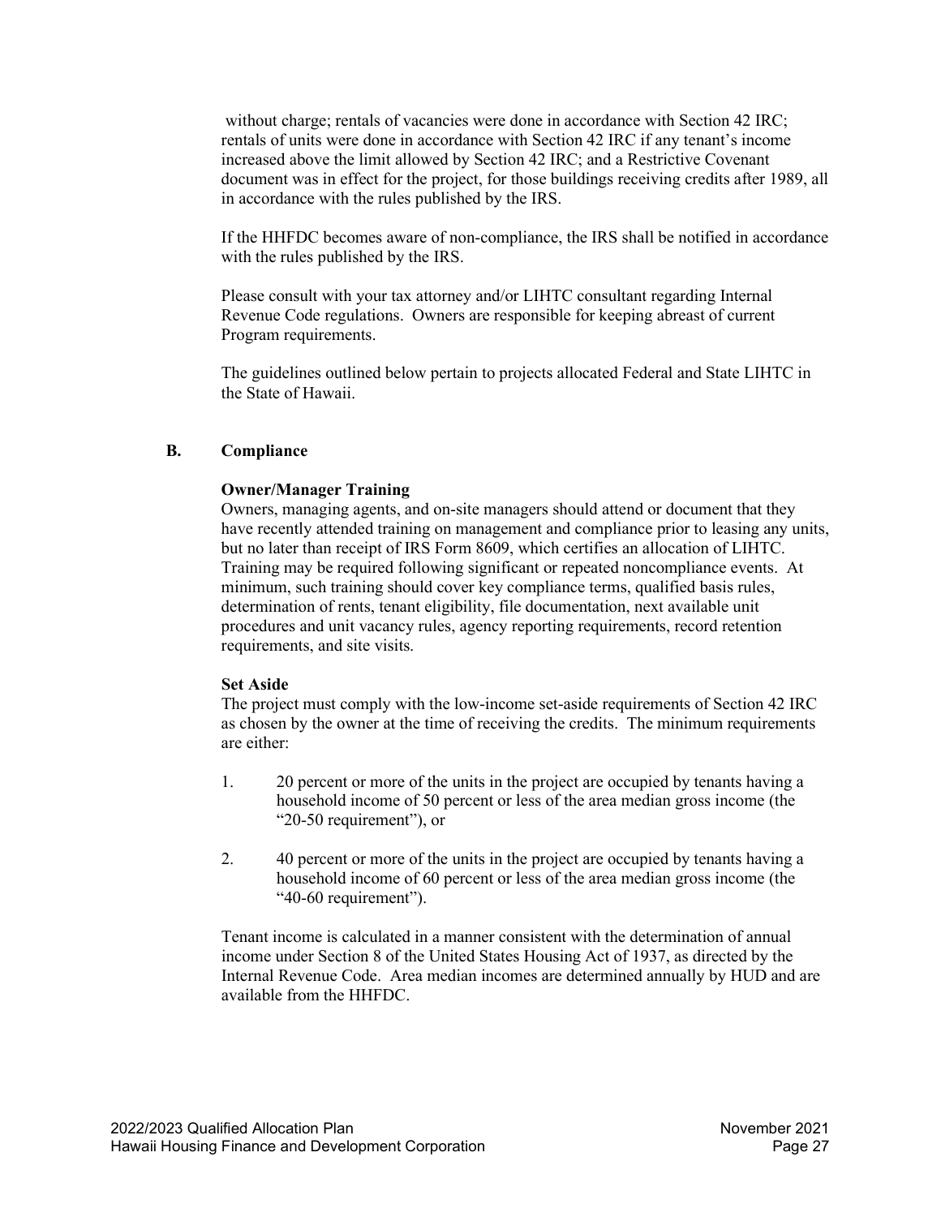without charge; rentals of vacancies were done in accordance with Section 42 IRC; rentals of units were done in accordance with Section 42 IRC if any tenant's income increased above the limit allowed by Section 42 IRC; and a Restrictive Covenant document was in effect for the project, for those buildings receiving credits after 1989, all in accordance with the rules published by the IRS.

If the HHFDC becomes aware of non-compliance, the IRS shall be notified in accordance with the rules published by the IRS.

Please consult with your tax attorney and/or LIHTC consultant regarding Internal Revenue Code regulations. Owners are responsible for keeping abreast of current Program requirements.

The guidelines outlined below pertain to projects allocated Federal and State LIHTC in the State of Hawaii.

## B. Compliance

**Owner/Manager Training**

Owners, managing agents, and on-site managers should attend or document that they have recently attended training on management and compliance prior to leasing any units, but no later than receipt of IRS Form 8609, which certifies an allocation of LIHTC. Training may be required following significant or repeated noncompliance events. At minimum, such training should cover key compliance terms, qualified basis rules, determination of rents, tenant eligibility, file documentation, next available unit procedures and unit vacancy rules, agency reporting requirements, record retention requirements, and site visits.

**Set Aside**

The project must comply with the low-income set-aside requirements of Section 42 IRC as chosen by the owner at the time of receiving the credits. The minimum requirements are either:

1. 20 percent or more of the units in the project are occupied by tenants having a household income of 50 percent or less of the area median gross income (the "20-50 requirement"), or

2. 40 percent or more of the units in the project are occupied by tenants having a household income of 60 percent or less of the area median gross income (the "40-60 requirement").

Tenant income is calculated in a manner consistent with the determination of annual income under Section 8 of the United States Housing Act of 1937, as directed by the Internal Revenue Code. Area median incomes are determined annually by HUD and are available from the HHFDC.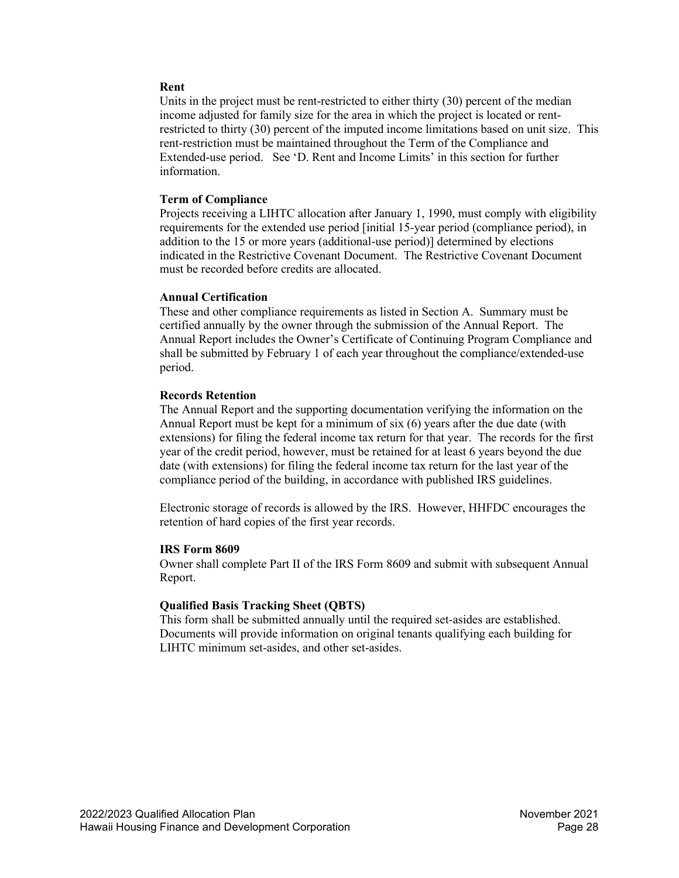**Rent**

Units in the project must be rent-restricted to either thirty (30) percent of the median income adjusted for family size for the area in which the project is located or rent-restricted to thirty (30) percent of the imputed income limitations based on unit size. This rent-restriction must be maintained throughout the Term of the Compliance and Extended-use period. See 'D. Rent and Income Limits' in this section for further information.

**Term of Compliance**

Projects receiving a LIHTC allocation after January 1, 1990, must comply with eligibility requirements for the extended use period [initial 15-year period (compliance period), in addition to the 15 or more years (additional-use period)] determined by elections indicated in the Restrictive Covenant Document. The Restrictive Covenant Document must be recorded before credits are allocated.

**Annual Certification**

These and other compliance requirements as listed in Section A. Summary must be certified annually by the owner through the submission of the Annual Report. The Annual Report includes the Owner's Certificate of Continuing Program Compliance and shall be submitted by February 1 of each year throughout the compliance/extended-use period.

**Records Retention**

The Annual Report and the supporting documentation verifying the information on the Annual Report must be kept for a minimum of six (6) years after the due date (with extensions) for filing the federal income tax return for that year. The records for the first year of the credit period, however, must be retained for at least 6 years beyond the due date (with extensions) for filing the federal income tax return for the last year of the compliance period of the building, in accordance with published IRS guidelines.

Electronic storage of records is allowed by the IRS. However, HHFDC encourages the retention of hard copies of the first year records.

**IRS Form 8609**

Owner shall complete Part II of the IRS Form 8609 and submit with subsequent Annual Report.

**Qualified Basis Tracking Sheet (QBTS)**

This form shall be submitted annually until the required set-asides are established. Documents will provide information on original tenants qualifying each building for LIHTC minimum set-asides, and other set-asides.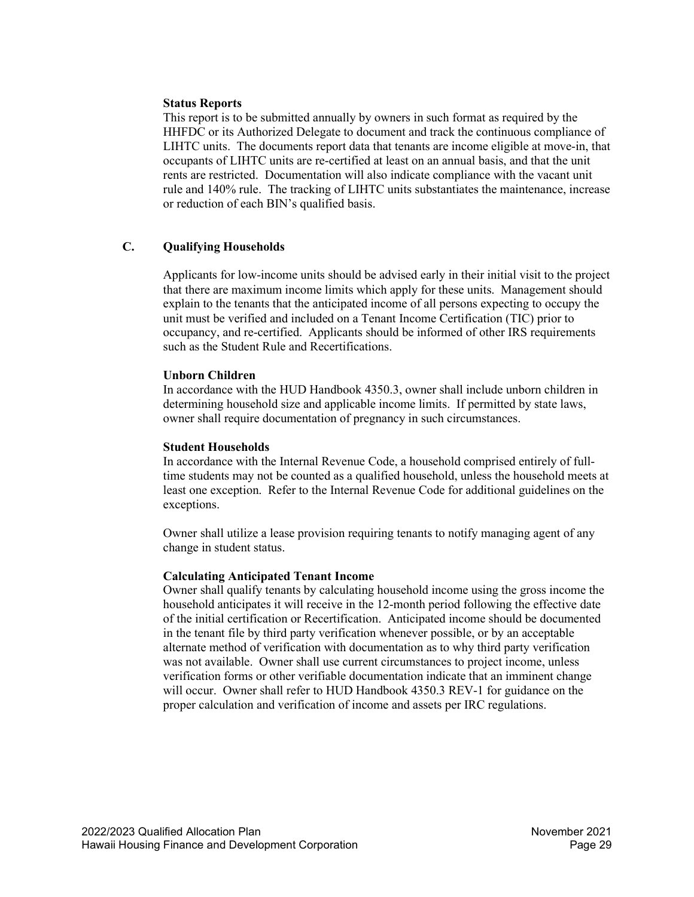**Status Reports**

This report is to be submitted annually by owners in such format as required by the HHFDC or its Authorized Delegate to document and track the continuous compliance of LIHTC units. The documents report data that tenants are income eligible at move-in, that occupants of LIHTC units are re-certified at least on an annual basis, and that the unit rents are restricted. Documentation will also indicate compliance with the vacant unit rule and 140% rule. The tracking of LIHTC units substantiates the maintenance, increase or reduction of each BIN's qualified basis.

## C. Qualifying Households

Applicants for low-income units should be advised early in their initial visit to the project that there are maximum income limits which apply for these units. Management should explain to the tenants that the anticipated income of all persons expecting to occupy the unit must be verified and included on a Tenant Income Certification (TIC) prior to occupancy, and re-certified. Applicants should be informed of other IRS requirements such as the Student Rule and Recertifications.

**Unborn Children**

In accordance with the HUD Handbook 4350.3, owner shall include unborn children in determining household size and applicable income limits. If permitted by state laws, owner shall require documentation of pregnancy in such circumstances.

**Student Households**

In accordance with the Internal Revenue Code, a household comprised entirely of full-time students may not be counted as a qualified household, unless the household meets at least one exception. Refer to the Internal Revenue Code for additional guidelines on the exceptions.

Owner shall utilize a lease provision requiring tenants to notify managing agent of any change in student status.

**Calculating Anticipated Tenant Income**

Owner shall qualify tenants by calculating household income using the gross income the household anticipates it will receive in the 12-month period following the effective date of the initial certification or Recertification. Anticipated income should be documented in the tenant file by third party verification whenever possible, or by an acceptable alternate method of verification with documentation as to why third party verification was not available. Owner shall use current circumstances to project income, unless verification forms or other verifiable documentation indicate that an imminent change will occur. Owner shall refer to HUD Handbook 4350.3 REV-1 for guidance on the proper calculation and verification of income and assets per IRC regulations.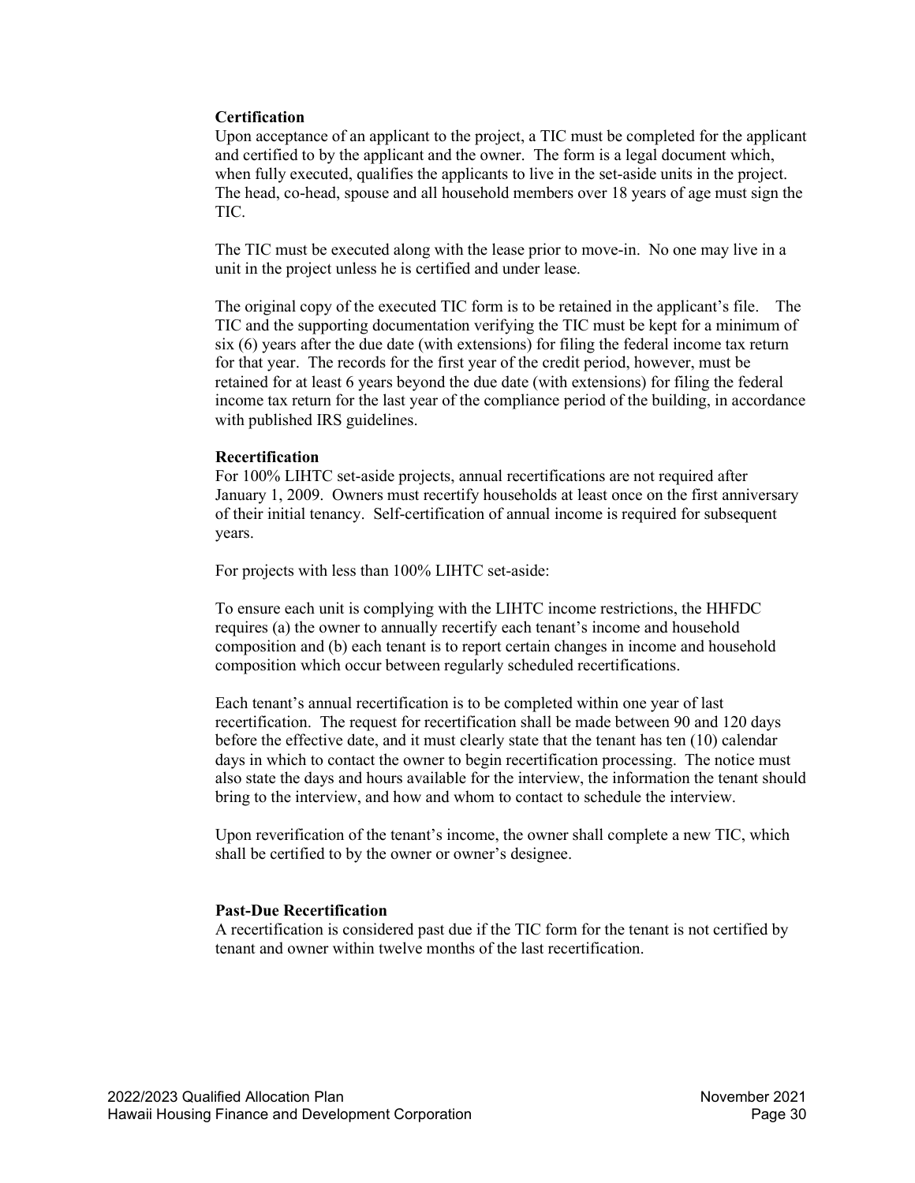**Certification**

Upon acceptance of an applicant to the project, a TIC must be completed for the applicant and certified to by the applicant and the owner. The form is a legal document which, when fully executed, qualifies the applicants to live in the set-aside units in the project. The head, co-head, spouse and all household members over 18 years of age must sign the TIC.

The TIC must be executed along with the lease prior to move-in. No one may live in a unit in the project unless he is certified and under lease.

The original copy of the executed TIC form is to be retained in the applicant's file. The TIC and the supporting documentation verifying the TIC must be kept for a minimum of six (6) years after the due date (with extensions) for filing the federal income tax return for that year. The records for the first year of the credit period, however, must be retained for at least 6 years beyond the due date (with extensions) for filing the federal income tax return for the last year of the compliance period of the building, in accordance with published IRS guidelines.

**Recertification**

For 100% LIHTC set-aside projects, annual recertifications are not required after January 1, 2009. Owners must recertify households at least once on the first anniversary of their initial tenancy. Self-certification of annual income is required for subsequent years.

For projects with less than 100% LIHTC set-aside:

To ensure each unit is complying with the LIHTC income restrictions, the HHFDC requires (a) the owner to annually recertify each tenant's income and household composition and (b) each tenant is to report certain changes in income and household composition which occur between regularly scheduled recertifications.

Each tenant's annual recertification is to be completed within one year of last recertification. The request for recertification shall be made between 90 and 120 days before the effective date, and it must clearly state that the tenant has ten (10) calendar days in which to contact the owner to begin recertification processing. The notice must also state the days and hours available for the interview, the information the tenant should bring to the interview, and how and whom to contact to schedule the interview.

Upon reverification of the tenant's income, the owner shall complete a new TIC, which shall be certified to by the owner or owner's designee.

**Past-Due Recertification**

A recertification is considered past due if the TIC form for the tenant is not certified by tenant and owner within twelve months of the last recertification.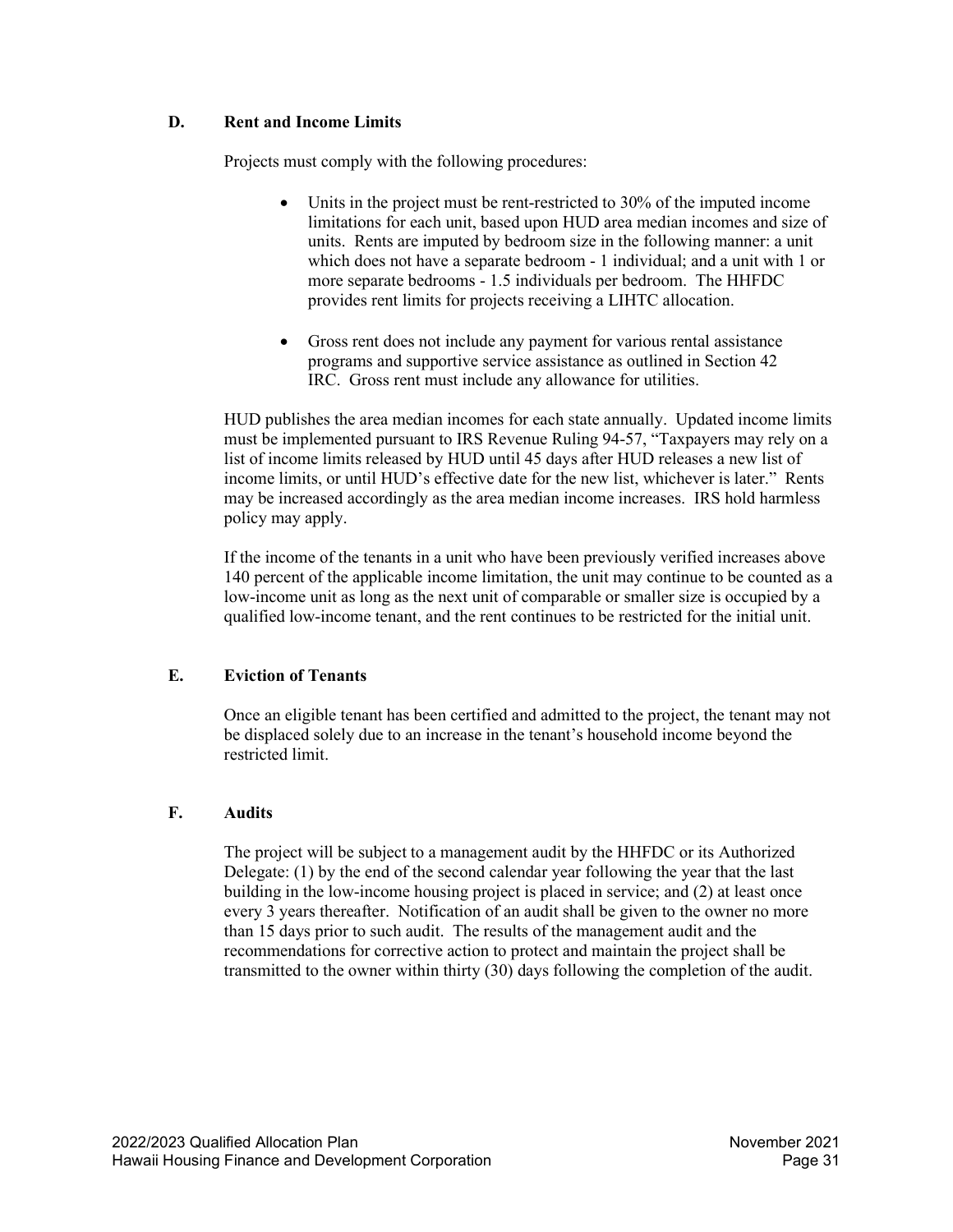### D. Rent and Income Limits

Projects must comply with the following procedures:

- Units in the project must be rent-restricted to 30% of the imputed income limitations for each unit, based upon HUD area median incomes and size of units. Rents are imputed by bedroom size in the following manner: a unit which does not have a separate bedroom - 1 individual; and a unit with 1 or more separate bedrooms - 1.5 individuals per bedroom. The HHFDC provides rent limits for projects receiving a LIHTC allocation.
- Gross rent does not include any payment for various rental assistance programs and supportive service assistance as outlined in Section 42 IRC. Gross rent must include any allowance for utilities.

HUD publishes the area median incomes for each state annually. Updated income limits must be implemented pursuant to IRS Revenue Ruling 94-57, "Taxpayers may rely on a list of income limits released by HUD until 45 days after HUD releases a new list of income limits, or until HUD's effective date for the new list, whichever is later." Rents may be increased accordingly as the area median income increases. IRS hold harmless policy may apply.

If the income of the tenants in a unit who have been previously verified increases above 140 percent of the applicable income limitation, the unit may continue to be counted as a low-income unit as long as the next unit of comparable or smaller size is occupied by a qualified low-income tenant, and the rent continues to be restricted for the initial unit.

### E. Eviction of Tenants

Once an eligible tenant has been certified and admitted to the project, the tenant may not be displaced solely due to an increase in the tenant's household income beyond the restricted limit.

### F. Audits

The project will be subject to a management audit by the HHFDC or its Authorized Delegate: (1) by the end of the second calendar year following the year that the last building in the low-income housing project is placed in service; and (2) at least once every 3 years thereafter. Notification of an audit shall be given to the owner no more than 15 days prior to such audit. The results of the management audit and the recommendations for corrective action to protect and maintain the project shall be transmitted to the owner within thirty (30) days following the completion of the audit.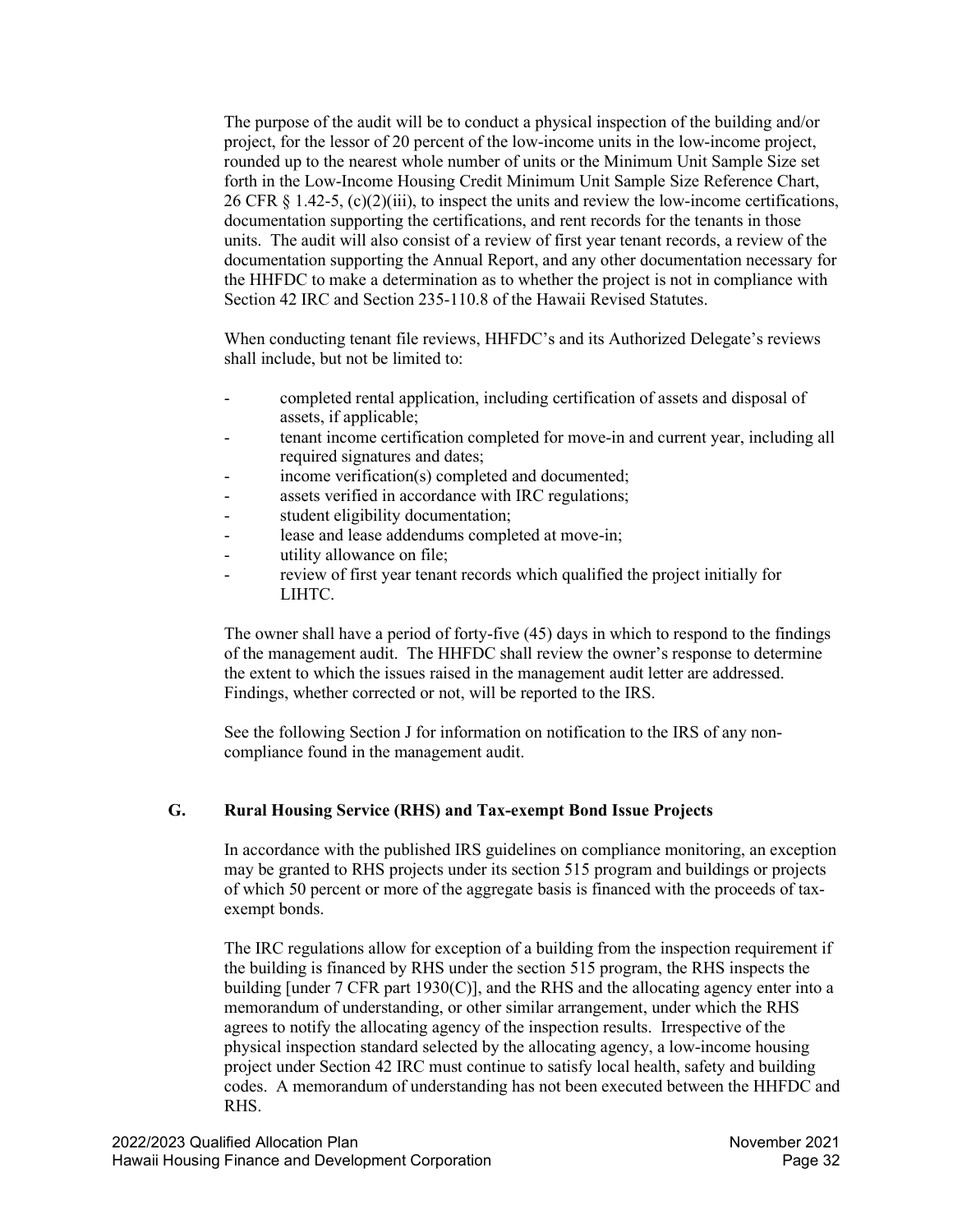The purpose of the audit will be to conduct a physical inspection of the building and/or project, for the lessor of 20 percent of the low-income units in the low-income project, rounded up to the nearest whole number of units or the Minimum Unit Sample Size set forth in the Low-Income Housing Credit Minimum Unit Sample Size Reference Chart, 26 CFR § 1.42-5, (c)(2)(iii), to inspect the units and review the low-income certifications, documentation supporting the certifications, and rent records for the tenants in those units. The audit will also consist of a review of first year tenant records, a review of the documentation supporting the Annual Report, and any other documentation necessary for the HHFDC to make a determination as to whether the project is not in compliance with Section 42 IRC and Section 235-110.8 of the Hawaii Revised Statutes.

When conducting tenant file reviews, HHFDC's and its Authorized Delegate's reviews shall include, but not be limited to:

- completed rental application, including certification of assets and disposal of assets, if applicable;
- tenant income certification completed for move-in and current year, including all required signatures and dates;
- income verification(s) completed and documented;
- assets verified in accordance with IRC regulations;
- student eligibility documentation;
- lease and lease addendums completed at move-in;
- utility allowance on file;
- review of first year tenant records which qualified the project initially for LIHTC.

The owner shall have a period of forty-five (45) days in which to respond to the findings of the management audit. The HHFDC shall review the owner's response to determine the extent to which the issues raised in the management audit letter are addressed. Findings, whether corrected or not, will be reported to the IRS.

See the following Section J for information on notification to the IRS of any non-compliance found in the management audit.

## G. Rural Housing Service (RHS) and Tax-exempt Bond Issue Projects

In accordance with the published IRS guidelines on compliance monitoring, an exception may be granted to RHS projects under its section 515 program and buildings or projects of which 50 percent or more of the aggregate basis is financed with the proceeds of tax-exempt bonds.

The IRC regulations allow for exception of a building from the inspection requirement if the building is financed by RHS under the section 515 program, the RHS inspects the building [under 7 CFR part 1930(C)], and the RHS and the allocating agency enter into a memorandum of understanding, or other similar arrangement, under which the RHS agrees to notify the allocating agency of the inspection results. Irrespective of the physical inspection standard selected by the allocating agency, a low-income housing project under Section 42 IRC must continue to satisfy local health, safety and building codes. A memorandum of understanding has not been executed between the HHFDC and RHS.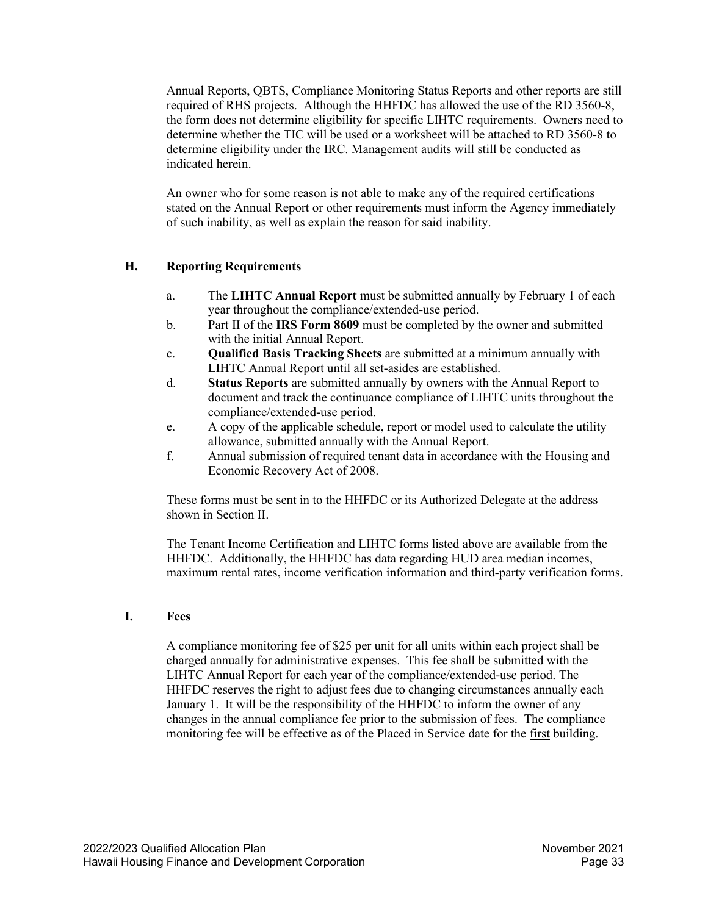Annual Reports, QBTS, Compliance Monitoring Status Reports and other reports are still required of RHS projects. Although the HHFDC has allowed the use of the RD 3560-8, the form does not determine eligibility for specific LIHTC requirements. Owners need to determine whether the TIC will be used or a worksheet will be attached to RD 3560-8 to determine eligibility under the IRC. Management audits will still be conducted as indicated herein.

An owner who for some reason is not able to make any of the required certifications stated on the Annual Report or other requirements must inform the Agency immediately of such inability, as well as explain the reason for said inability.

## H. Reporting Requirements

a. The **LIHTC Annual Report** must be submitted annually by February 1 of each year throughout the compliance/extended-use period.

b. Part II of the **IRS Form 8609** must be completed by the owner and submitted with the initial Annual Report.

c. **Qualified Basis Tracking Sheets** are submitted at a minimum annually with LIHTC Annual Report until all set-asides are established.

d. **Status Reports** are submitted annually by owners with the Annual Report to document and track the continuance compliance of LIHTC units throughout the compliance/extended-use period.

e. A copy of the applicable schedule, report or model used to calculate the utility allowance, submitted annually with the Annual Report.

f. Annual submission of required tenant data in accordance with the Housing and Economic Recovery Act of 2008.

These forms must be sent in to the HHFDC or its Authorized Delegate at the address shown in Section II.

The Tenant Income Certification and LIHTC forms listed above are available from the HHFDC. Additionally, the HHFDC has data regarding HUD area median incomes, maximum rental rates, income verification information and third-party verification forms.

## I. Fees

A compliance monitoring fee of $25 per unit for all units within each project shall be charged annually for administrative expenses. This fee shall be submitted with the LIHTC Annual Report for each year of the compliance/extended-use period. The HHFDC reserves the right to adjust fees due to changing circumstances annually each January 1. It will be the responsibility of the HHFDC to inform the owner of any changes in the annual compliance fee prior to the submission of fees. The compliance monitoring fee will be effective as of the Placed in Service date for the <u>first</u> building.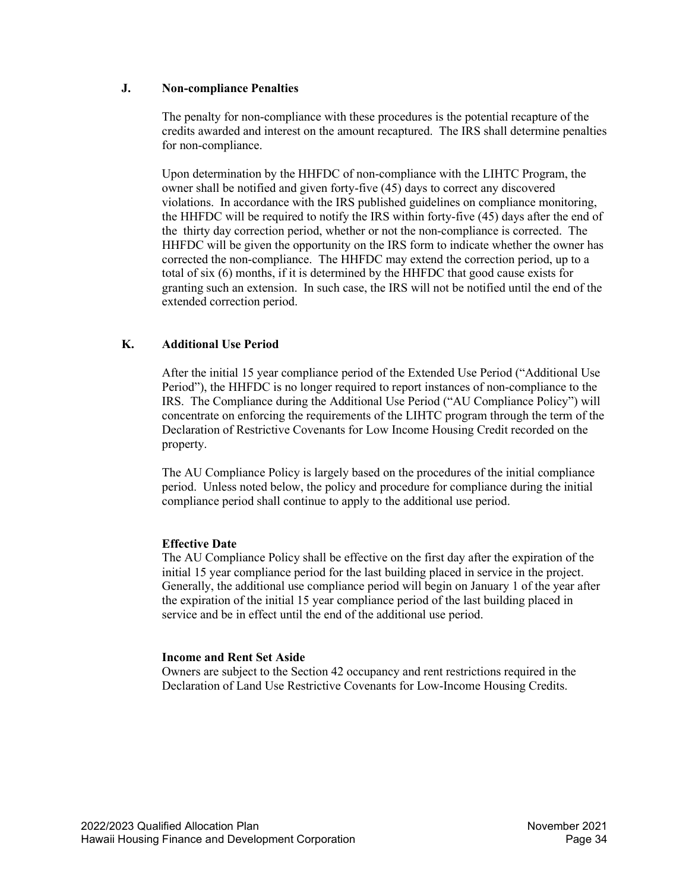### J. Non-compliance Penalties

The penalty for non-compliance with these procedures is the potential recapture of the credits awarded and interest on the amount recaptured. The IRS shall determine penalties for non-compliance.

Upon determination by the HHFDC of non-compliance with the LIHTC Program, the owner shall be notified and given forty-five (45) days to correct any discovered violations. In accordance with the IRS published guidelines on compliance monitoring, the HHFDC will be required to notify the IRS within forty-five (45) days after the end of the thirty day correction period, whether or not the non-compliance is corrected. The HHFDC will be given the opportunity on the IRS form to indicate whether the owner has corrected the non-compliance. The HHFDC may extend the correction period, up to a total of six (6) months, if it is determined by the HHFDC that good cause exists for granting such an extension. In such case, the IRS will not be notified until the end of the extended correction period.

### K. Additional Use Period

After the initial 15 year compliance period of the Extended Use Period ("Additional Use Period"), the HHFDC is no longer required to report instances of non-compliance to the IRS. The Compliance during the Additional Use Period ("AU Compliance Policy") will concentrate on enforcing the requirements of the LIHTC program through the term of the Declaration of Restrictive Covenants for Low Income Housing Credit recorded on the property.

The AU Compliance Policy is largely based on the procedures of the initial compliance period. Unless noted below, the policy and procedure for compliance during the initial compliance period shall continue to apply to the additional use period.

**Effective Date**

The AU Compliance Policy shall be effective on the first day after the expiration of the initial 15 year compliance period for the last building placed in service in the project. Generally, the additional use compliance period will begin on January 1 of the year after the expiration of the initial 15 year compliance period of the last building placed in service and be in effect until the end of the additional use period.

**Income and Rent Set Aside**

Owners are subject to the Section 42 occupancy and rent restrictions required in the Declaration of Land Use Restrictive Covenants for Low-Income Housing Credits.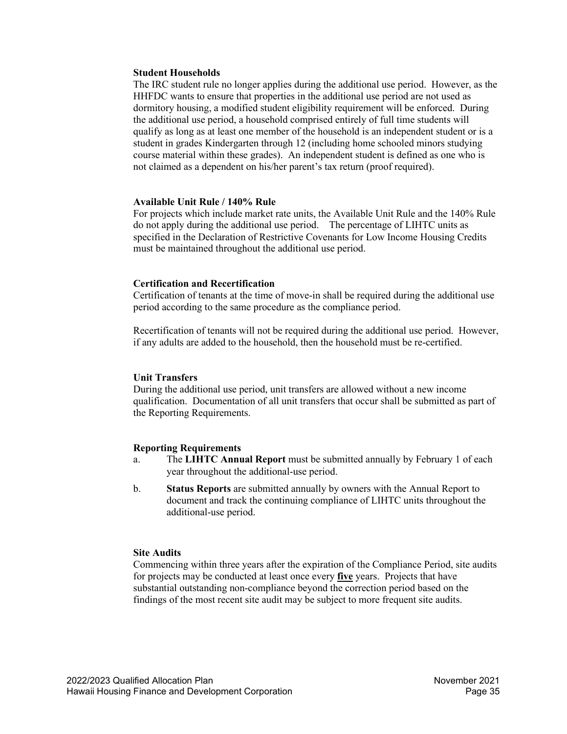#### Student Households

The IRC student rule no longer applies during the additional use period. However, as the HHFDC wants to ensure that properties in the additional use period are not used as dormitory housing, a modified student eligibility requirement will be enforced. During the additional use period, a household comprised entirely of full time students will qualify as long as at least one member of the household is an independent student or is a student in grades Kindergarten through 12 (including home schooled minors studying course material within these grades). An independent student is defined as one who is not claimed as a dependent on his/her parent's tax return (proof required).

#### Available Unit Rule / 140% Rule

For projects which include market rate units, the Available Unit Rule and the 140% Rule do not apply during the additional use period. The percentage of LIHTC units as specified in the Declaration of Restrictive Covenants for Low Income Housing Credits must be maintained throughout the additional use period.

#### Certification and Recertification

Certification of tenants at the time of move-in shall be required during the additional use period according to the same procedure as the compliance period.

Recertification of tenants will not be required during the additional use period. However, if any adults are added to the household, then the household must be re-certified.

#### Unit Transfers

During the additional use period, unit transfers are allowed without a new income qualification. Documentation of all unit transfers that occur shall be submitted as part of the Reporting Requirements.

#### Reporting Requirements

a. The **LIHTC Annual Report** must be submitted annually by February 1 of each year throughout the additional-use period.

b. **Status Reports** are submitted annually by owners with the Annual Report to document and track the continuing compliance of LIHTC units throughout the additional-use period.

#### Site Audits

Commencing within three years after the expiration of the Compliance Period, site audits for projects may be conducted at least once every **<u>five</u>** years. Projects that have substantial outstanding non-compliance beyond the correction period based on the findings of the most recent site audit may be subject to more frequent site audits.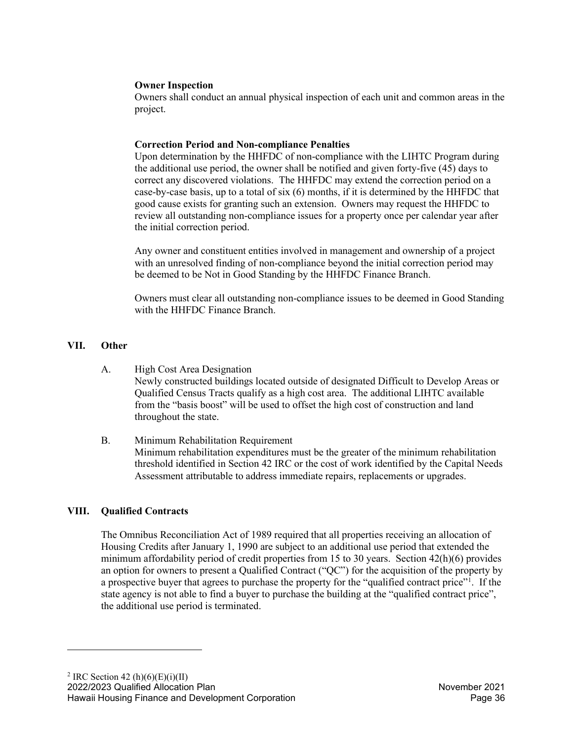**Owner Inspection**

Owners shall conduct an annual physical inspection of each unit and common areas in the project.

**Correction Period and Non-compliance Penalties**

Upon determination by the HHFDC of non-compliance with the LIHTC Program during the additional use period, the owner shall be notified and given forty-five (45) days to correct any discovered violations. The HHFDC may extend the correction period on a case-by-case basis, up to a total of six (6) months, if it is determined by the HHFDC that good cause exists for granting such an extension. Owners may request the HHFDC to review all outstanding non-compliance issues for a property once per calendar year after the initial correction period.

Any owner and constituent entities involved in management and ownership of a project with an unresolved finding of non-compliance beyond the initial correction period may be deemed to be Not in Good Standing by the HHFDC Finance Branch.

Owners must clear all outstanding non-compliance issues to be deemed in Good Standing with the HHFDC Finance Branch.

## VII. Other

A. High Cost Area Designation

Newly constructed buildings located outside of designated Difficult to Develop Areas or Qualified Census Tracts qualify as a high cost area. The additional LIHTC available from the "basis boost" will be used to offset the high cost of construction and land throughout the state.

B. Minimum Rehabilitation Requirement

Minimum rehabilitation expenditures must be the greater of the minimum rehabilitation threshold identified in Section 42 IRC or the cost of work identified by the Capital Needs Assessment attributable to address immediate repairs, replacements or upgrades.

## VIII. Qualified Contracts

The Omnibus Reconciliation Act of 1989 required that all properties receiving an allocation of Housing Credits after January 1, 1990 are subject to an additional use period that extended the minimum affordability period of credit properties from 15 to 30 years. Section 42(h)(6) provides an option for owners to present a Qualified Contract ("QC") for the acquisition of the property by a prospective buyer that agrees to purchase the property for the "qualified contract price"[1]. If the state agency is not able to find a buyer to purchase the building at the "qualified contract price", the additional use period is terminated.

[2] IRC Section 42 (h)(6)(E)(i)(II)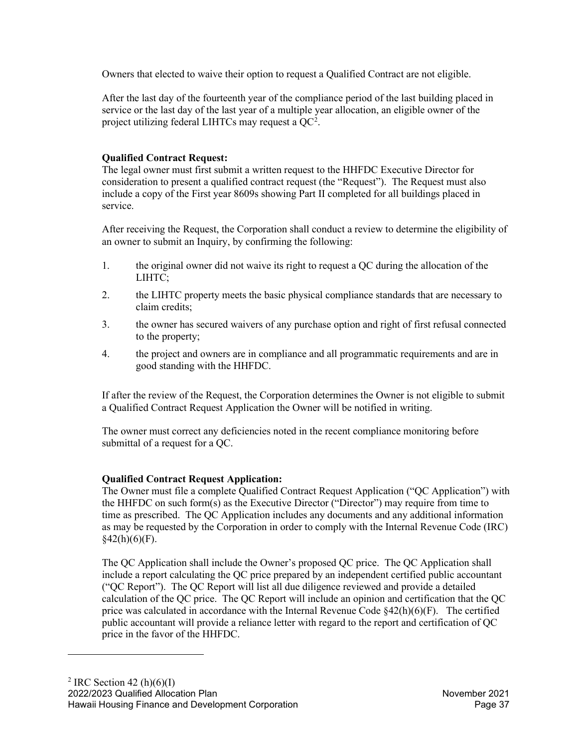Owners that elected to waive their option to request a Qualified Contract are not eligible.

After the last day of the fourteenth year of the compliance period of the last building placed in service or the last day of the last year of a multiple year allocation, an eligible owner of the project utilizing federal LIHTCs may request a QC[2].

**Qualified Contract Request:**
The legal owner must first submit a written request to the HHFDC Executive Director for consideration to present a qualified contract request (the "Request"). The Request must also include a copy of the First year 8609s showing Part II completed for all buildings placed in service.

After receiving the Request, the Corporation shall conduct a review to determine the eligibility of an owner to submit an Inquiry, by confirming the following:

1. the original owner did not waive its right to request a QC during the allocation of the LIHTC;
2. the LIHTC property meets the basic physical compliance standards that are necessary to claim credits;
3. the owner has secured waivers of any purchase option and right of first refusal connected to the property;
4. the project and owners are in compliance and all programmatic requirements and are in good standing with the HHFDC.

If after the review of the Request, the Corporation determines the Owner is not eligible to submit a Qualified Contract Request Application the Owner will be notified in writing.

The owner must correct any deficiencies noted in the recent compliance monitoring before submittal of a request for a QC.

**Qualified Contract Request Application:**
The Owner must file a complete Qualified Contract Request Application ("QC Application") with the HHFDC on such form(s) as the Executive Director ("Director") may require from time to time as prescribed. The QC Application includes any documents and any additional information as may be requested by the Corporation in order to comply with the Internal Revenue Code (IRC) §42(h)(6)(F).

The QC Application shall include the Owner's proposed QC price. The QC Application shall include a report calculating the QC price prepared by an independent certified public accountant ("QC Report"). The QC Report will list all due diligence reviewed and provide a detailed calculation of the QC price. The QC Report will include an opinion and certification that the QC price was calculated in accordance with the Internal Revenue Code §42(h)(6)(F). The certified public accountant will provide a reliance letter with regard to the report and certification of QC price in the favor of the HHFDC.

[2] IRC Section 42 (h)(6)(I)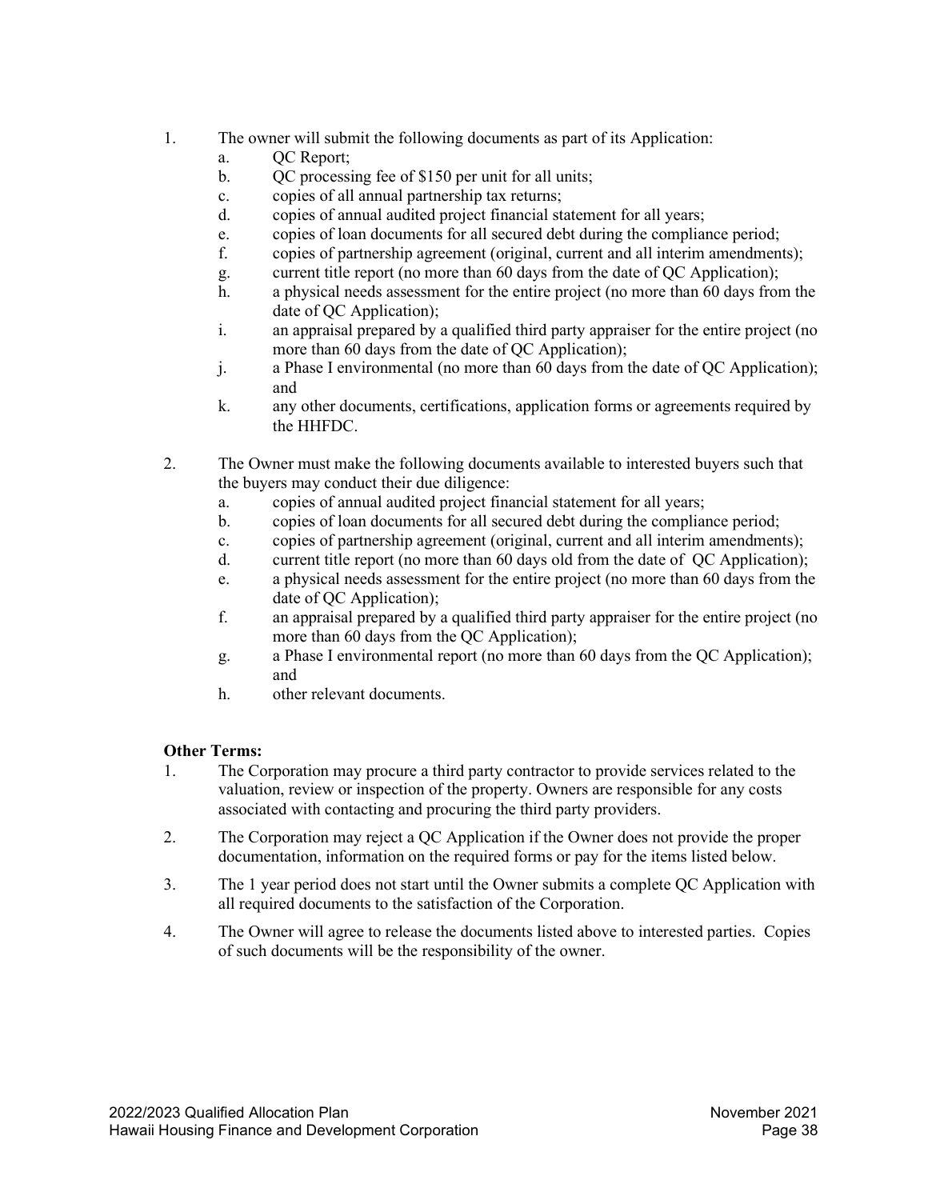1. The owner will submit the following documents as part of its Application:
    a. QC Report;
    b. QC processing fee of $150 per unit for all units;
    c. copies of all annual partnership tax returns;
    d. copies of annual audited project financial statement for all years;
    e. copies of loan documents for all secured debt during the compliance period;
    f. copies of partnership agreement (original, current and all interim amendments);
    g. current title report (no more than 60 days from the date of QC Application);
    h. a physical needs assessment for the entire project (no more than 60 days from the date of QC Application);
    i. an appraisal prepared by a qualified third party appraiser for the entire project (no more than 60 days from the date of QC Application);
    j. a Phase I environmental (no more than 60 days from the date of QC Application); and
    k. any other documents, certifications, application forms or agreements required by the HHFDC.

2. The Owner must make the following documents available to interested buyers such that the buyers may conduct their due diligence:
    a. copies of annual audited project financial statement for all years;
    b. copies of loan documents for all secured debt during the compliance period;
    c. copies of partnership agreement (original, current and all interim amendments);
    d. current title report (no more than 60 days old from the date of QC Application);
    e. a physical needs assessment for the entire project (no more than 60 days from the date of QC Application);
    f. an appraisal prepared by a qualified third party appraiser for the entire project (no more than 60 days from the QC Application);
    g. a Phase I environmental report (no more than 60 days from the QC Application); and
    h. other relevant documents.

**Other Terms:**

1. The Corporation may procure a third party contractor to provide services related to the valuation, review or inspection of the property. Owners are responsible for any costs associated with contacting and procuring the third party providers.
2. The Corporation may reject a QC Application if the Owner does not provide the proper documentation, information on the required forms or pay for the items listed below.
3. The 1 year period does not start until the Owner submits a complete QC Application with all required documents to the satisfaction of the Corporation.
4. The Owner will agree to release the documents listed above to interested parties. Copies of such documents will be the responsibility of the owner.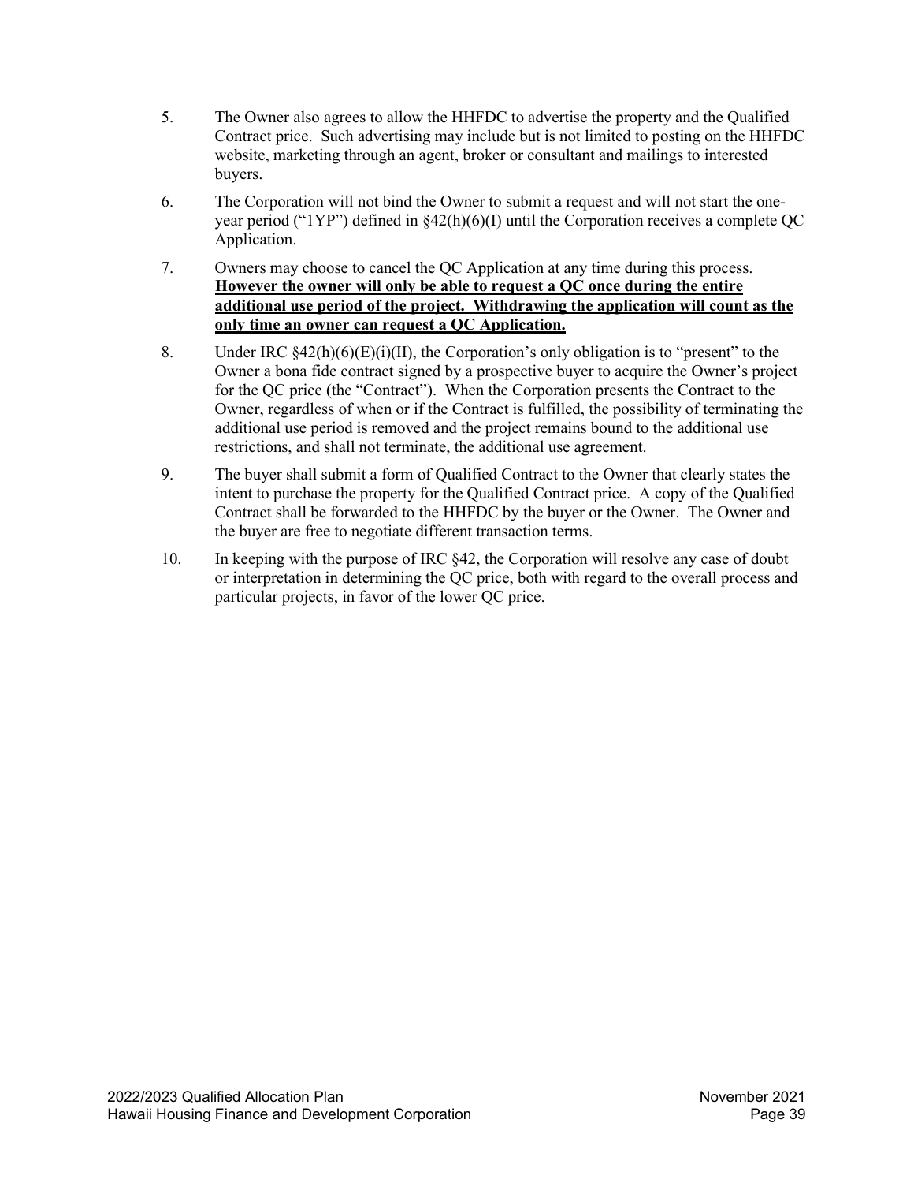5. The Owner also agrees to allow the HHFDC to advertise the property and the Qualified Contract price. Such advertising may include but is not limited to posting on the HHFDC website, marketing through an agent, broker or consultant and mailings to interested buyers.

6. The Corporation will not bind the Owner to submit a request and will not start the one-year period ("1YP") defined in §42(h)(6)(I) until the Corporation receives a complete QC Application.

7. Owners may choose to cancel the QC Application at any time during this process. **<u>However the owner will only be able to request a QC once during the entire additional use period of the project. Withdrawing the application will count as the only time an owner can request a QC Application.</u>**

8. Under IRC §42(h)(6)(E)(i)(II), the Corporation's only obligation is to "present" to the Owner a bona fide contract signed by a prospective buyer to acquire the Owner's project for the QC price (the "Contract"). When the Corporation presents the Contract to the Owner, regardless of when or if the Contract is fulfilled, the possibility of terminating the additional use period is removed and the project remains bound to the additional use restrictions, and shall not terminate, the additional use agreement.

9. The buyer shall submit a form of Qualified Contract to the Owner that clearly states the intent to purchase the property for the Qualified Contract price. A copy of the Qualified Contract shall be forwarded to the HHFDC by the buyer or the Owner. The Owner and the buyer are free to negotiate different transaction terms.

10. In keeping with the purpose of IRC §42, the Corporation will resolve any case of doubt or interpretation in determining the QC price, both with regard to the overall process and particular projects, in favor of the lower QC price.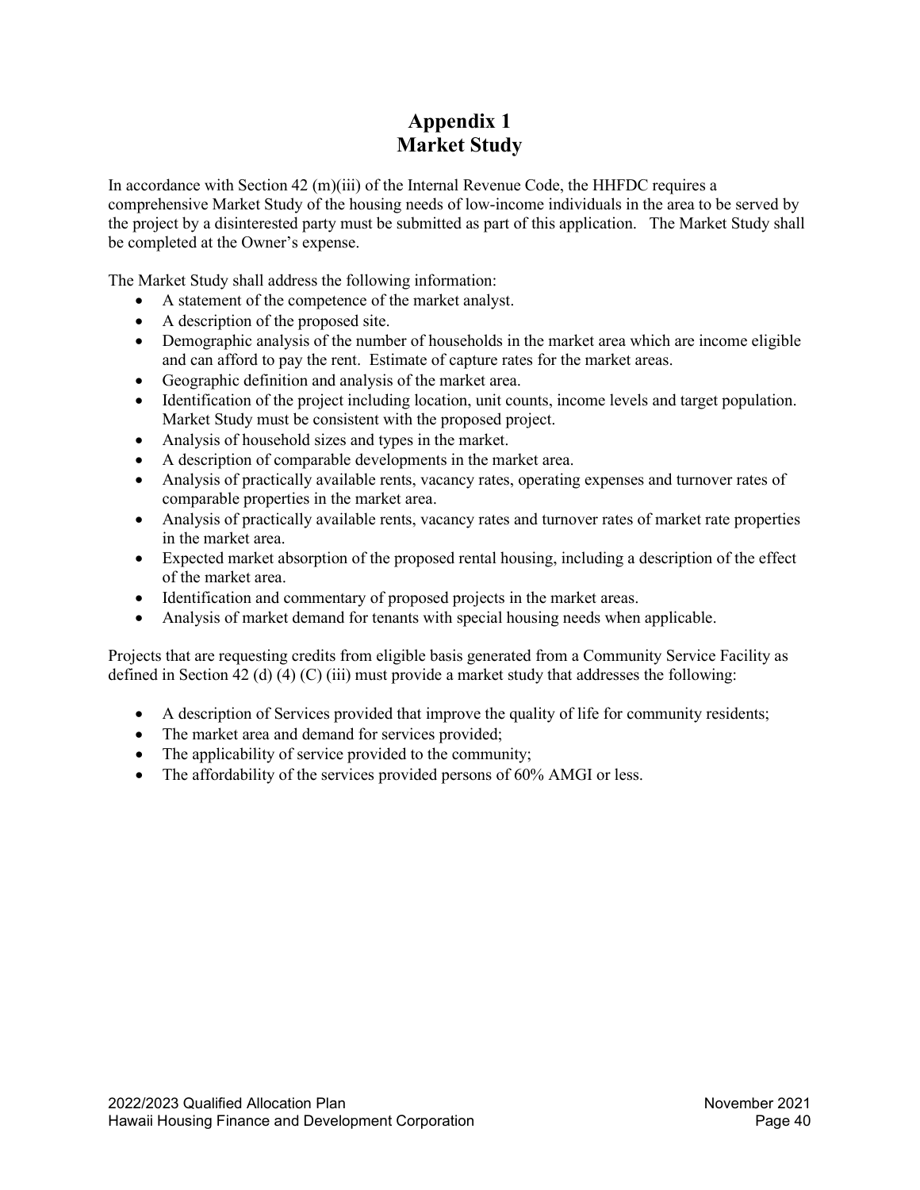# Appendix 1
# Market Study

In accordance with Section 42 (m)(iii) of the Internal Revenue Code, the HHFDC requires a comprehensive Market Study of the housing needs of low-income individuals in the area to be served by the project by a disinterested party must be submitted as part of this application. The Market Study shall be completed at the Owner's expense.

The Market Study shall address the following information:

- A statement of the competence of the market analyst.
- A description of the proposed site.
- Demographic analysis of the number of households in the market area which are income eligible and can afford to pay the rent. Estimate of capture rates for the market areas.
- Geographic definition and analysis of the market area.
- Identification of the project including location, unit counts, income levels and target population. Market Study must be consistent with the proposed project.
- Analysis of household sizes and types in the market.
- A description of comparable developments in the market area.
- Analysis of practically available rents, vacancy rates, operating expenses and turnover rates of comparable properties in the market area.
- Analysis of practically available rents, vacancy rates and turnover rates of market rate properties in the market area.
- Expected market absorption of the proposed rental housing, including a description of the effect of the market area.
- Identification and commentary of proposed projects in the market areas.
- Analysis of market demand for tenants with special housing needs when applicable.

Projects that are requesting credits from eligible basis generated from a Community Service Facility as defined in Section 42 (d) (4) (C) (iii) must provide a market study that addresses the following:

- A description of Services provided that improve the quality of life for community residents;
- The market area and demand for services provided;
- The applicability of service provided to the community;
- The affordability of the services provided persons of 60% AMGI or less.